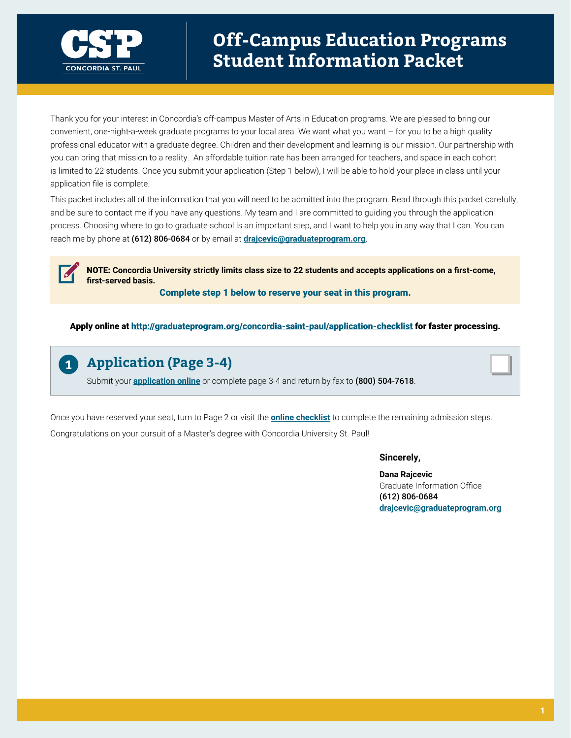CSP CONCORDIA ST. PAUL

# Off-Campus Education Programs Student Information Packet

Thank you for your interest in Concordia's off-campus Master of Arts in Education programs. We are pleased to bring our convenient, one-night-a-week graduate programs to your local area. We want what you want – for you to be a high quality professional educator with a graduate degree. Children and their development and learning is our mission. Our partnership with you can bring that mission to a reality. An affordable tuition rate has been arranged for teachers, and space in each cohort is limited to 22 students. Once you submit your application (Step 1 below), I will be able to hold your place in class until your application file is complete.

This packet includes all of the information that you will need to be admitted into the program. Read through this packet carefully, and be sure to contact me if you have any questions. My team and I are committed to guiding you through the application process. Choosing where to go to graduate school is an important step, and I want to help you in any way that I can. You can reach me by phone at **(612) 806-0684** or by email at **drajcevic@graduateprogram.org**.

**NOTE: Concordia University strictly limits class size to 22 students and accepts applications on a first-come, first-served basis.**

**Complete step 1 below to reserve your seat in this program.**

**Apply online at http://graduateprogram.org/concordia-saint-paul/application-checklist for faster processing.**

## 1 Application (Page 3-4)

Submit your **application online** or complete page 3-4 and return by fax to **(800) 504-7618**.

Once you have reserved your seat, turn to Page 2 or visit the **online checklist** to complete the remaining admission steps.

Congratulations on your pursuit of a Master's degree with Concordia University St. Paul!

**Sincerely,**

**Dana Rajcevic**
Graduate Information Office
(612) 806-0684
**drajcevic@graduateprogram.org**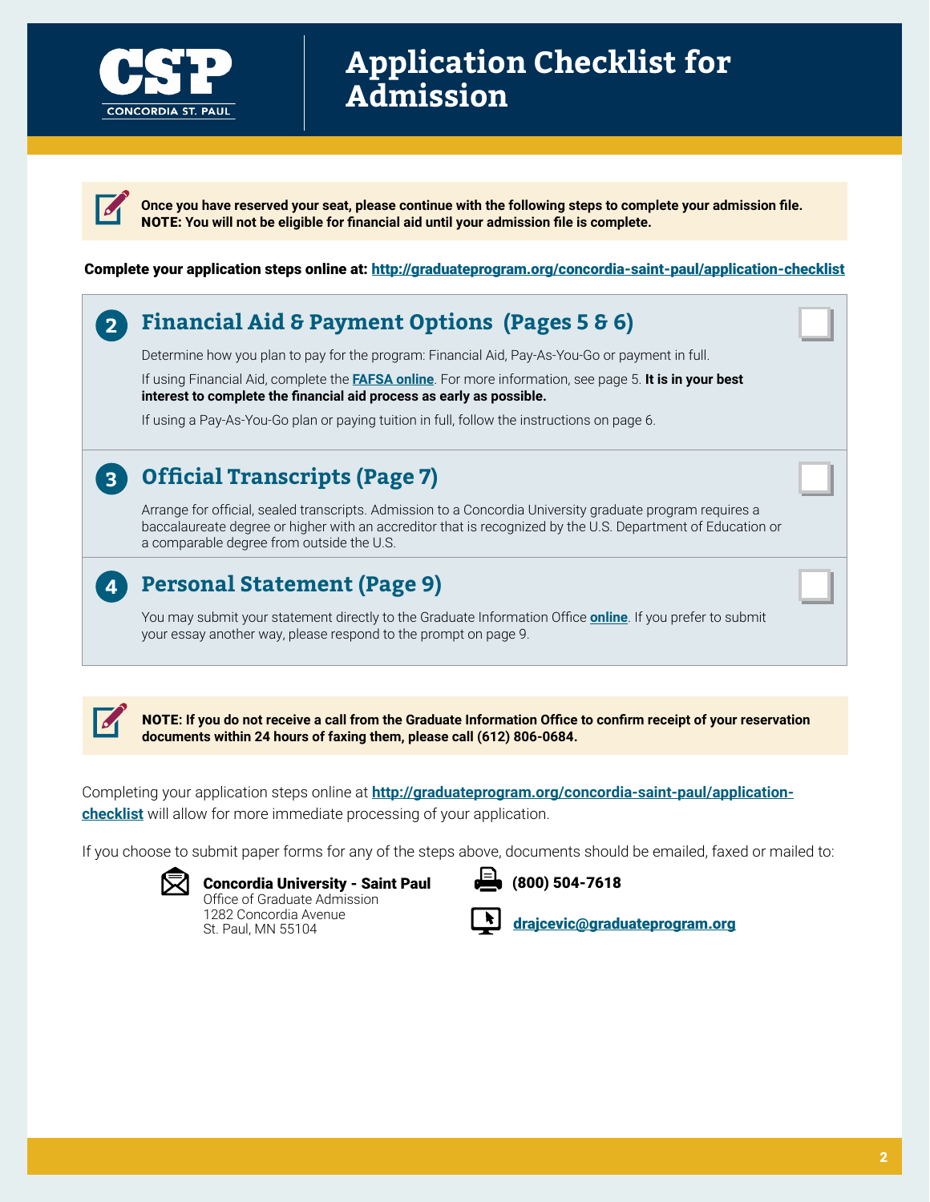# Application Checklist for Admission

**Once you have reserved your seat, please continue with the following steps to complete your admission file.**
**NOTE: You will not be eligible for financial aid until your admission file is complete.**

**Complete your application steps online at: http://graduateprogram.org/concordia-saint-paul/application-checklist**

## 2 Financial Aid & Payment Options (Pages 5 & 6)

Determine how you plan to pay for the program: Financial Aid, Pay-As-You-Go or payment in full.

If using Financial Aid, complete the **FAFSA online**. For more information, see page 5. **It is in your best interest to complete the financial aid process as early as possible.**

If using a Pay-As-You-Go plan or paying tuition in full, follow the instructions on page 6.

## 3 Official Transcripts (Page 7)

Arrange for official, sealed transcripts. Admission to a Concordia University graduate program requires a baccalaureate degree or higher with an accreditor that is recognized by the U.S. Department of Education or a comparable degree from outside the U.S.

## 4 Personal Statement (Page 9)

You may submit your statement directly to the Graduate Information Office **online**. If you prefer to submit your essay another way, please respond to the prompt on page 9.

**NOTE: If you do not receive a call from the Graduate Information Office to confirm receipt of your reservation documents within 24 hours of faxing them, please call (612) 806-0684.**

Completing your application steps online at **http://graduateprogram.org/concordia-saint-paul/application-checklist** will allow for more immediate processing of your application.

If you choose to submit paper forms for any of the steps above, documents should be emailed, faxed or mailed to:

**Concordia University - Saint Paul**
Office of Graduate Admission
1282 Concordia Avenue
St. Paul, MN 55104

**(800) 504-7618**

**drajcevic@graduateprogram.org**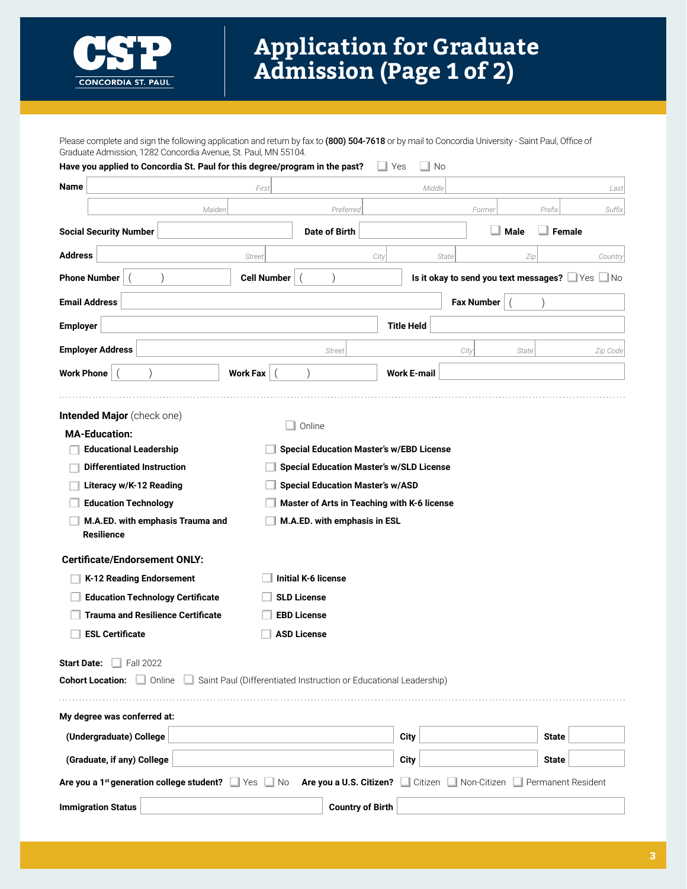# Application for Graduate Admission (Page 1 of 2)

CSP CONCORDIA ST. PAUL

Please complete and sign the following application and return by fax to **(800) 504-7618** or by mail to Concordia University - Saint Paul, Office of Graduate Admission, 1282 Concordia Avenue, St. Paul, MN 55104.

**Have you applied to Concordia St. Paul for this degree/program in the past?** ☐ Yes ☐ No

**Name** ______ First ______ Middle ______ Last

______ Maiden ______ Preferred ______ Former ______ Prefix ______ Suffix

**Social Security Number** ______ **Date of Birth** ______ ☐ **Male** ☐ **Female**

**Address** ______ Street ______ City ______ State ______ Zip ______ Country

**Phone Number** (    ) ______ **Cell Number** (    ) ______ **Is it okay to send you text messages?** ☐ Yes ☐ No

**Email Address** ______ **Fax Number** (    ) ______

**Employer** ______ **Title Held** ______

**Employer Address** ______ Street ______ City ______ State ______ Zip Code

**Work Phone** (    ) ______ **Work Fax** (    ) ______ **Work E-mail** ______

---

**Intended Major** (check one)

☐ Online

**MA-Education:**

- ☐ **Educational Leadership**
- ☐ **Differentiated Instruction**
- ☐ **Literacy w/K-12 Reading**
- ☐ **Education Technology**
- ☐ **M.A.ED. with emphasis Trauma and Resilience**
- ☐ **Special Education Master's w/EBD License**
- ☐ **Special Education Master's w/SLD License**
- ☐ **Special Education Master's w/ASD**
- ☐ **Master of Arts in Teaching with K-6 license**
- ☐ **M.A.ED. with emphasis in ESL**

**Certificate/Endorsement ONLY:**

- ☐ **K-12 Reading Endorsement**
- ☐ **Education Technology Certificate**
- ☐ **Trauma and Resilience Certificate**
- ☐ **ESL Certificate**
- ☐ **Initial K-6 license**
- ☐ **SLD License**
- ☐ **EBD License**
- ☐ **ASD License**

**Start Date:** ☐ Fall 2022

**Cohort Location:** ☐ Online ☐ Saint Paul (Differentiated Instruction or Educational Leadership)

---

**My degree was conferred at:**

**(Undergraduate) College** ______ **City** ______ **State** ______

**(Graduate, if any) College** ______ **City** ______ **State** ______

**Are you a 1st generation college student?** ☐ Yes ☐ No **Are you a U.S. Citizen?** ☐ Citizen ☐ Non-Citizen ☐ Permanent Resident

**Immigration Status** ______ **Country of Birth** ______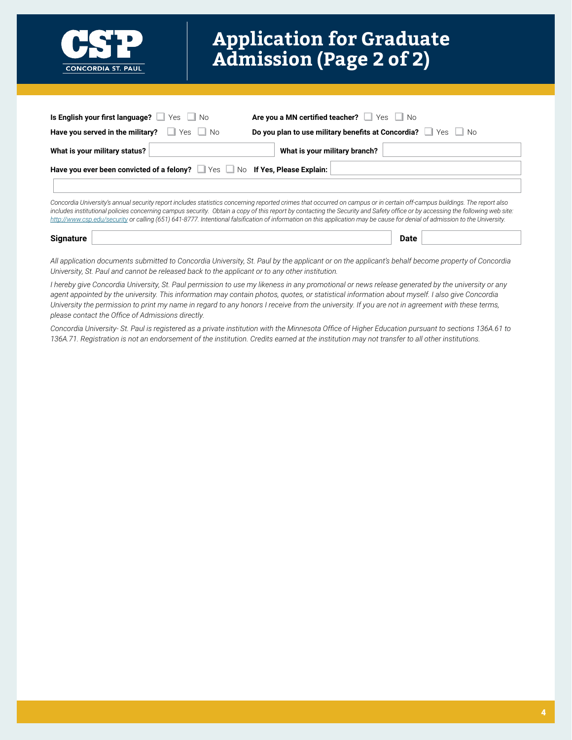# Application for Graduate Admission (Page 2 of 2)

**Is English your first language?** ☐ Yes ☐ No

**Are you a MN certified teacher?** ☐ Yes ☐ No

**Have you served in the military?** ☐ Yes ☐ No

**Do you plan to use military benefits at Concordia?** ☐ Yes ☐ No

**What is your military status?** ____________

**What is your military branch?** ____________

**Have you ever been convicted of a felony?** ☐ Yes ☐ No **If Yes, Please Explain:** ____________

*Concordia University's annual security report includes statistics concerning reported crimes that occurred on campus or in certain off-campus buildings. The report also includes institutional policies concerning campus security. Obtain a copy of this report by contacting the Security and Safety office or by accessing the following web site: http://www.csp.edu/security or calling (651) 641-8777. Intentional falsification of information on this application may be cause for denial of admission to the University.*

**Signature** ____________ **Date** ____________

*All application documents submitted to Concordia University, St. Paul by the applicant or on the applicant's behalf become property of Concordia University, St. Paul and cannot be released back to the applicant or to any other institution.*

*I hereby give Concordia University, St. Paul permission to use my likeness in any promotional or news release generated by the university or any agent appointed by the university. This information may contain photos, quotes, or statistical information about myself. I also give Concordia University the permission to print my name in regard to any honors I receive from the university. If you are not in agreement with these terms, please contact the Office of Admissions directly.*

*Concordia University- St. Paul is registered as a private institution with the Minnesota Office of Higher Education pursuant to sections 136A.61 to 136A.71. Registration is not an endorsement of the institution. Credits earned at the institution may not transfer to all other institutions.*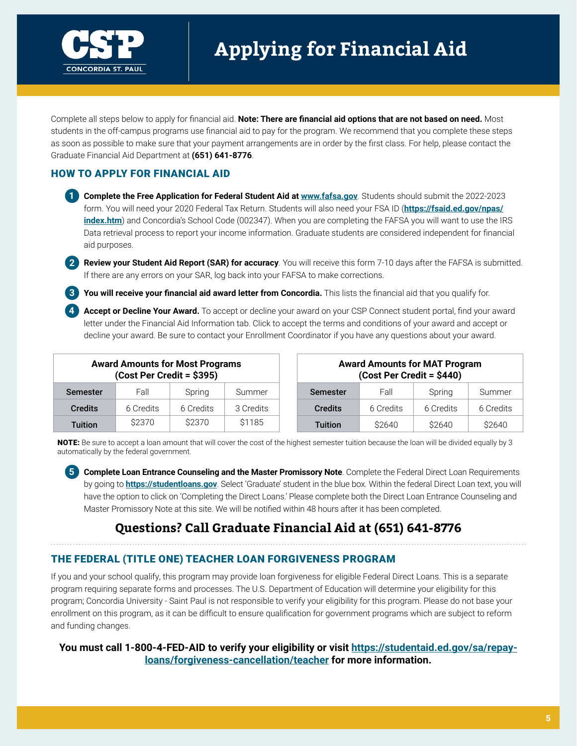# Applying for Financial Aid

Complete all steps below to apply for financial aid. **Note: There are financial aid options that are not based on need.** Most students in the off-campus programs use financial aid to pay for the program. We recommend that you complete these steps as soon as possible to make sure that your payment arrangements are in order by the first class. For help, please contact the Graduate Financial Aid Department at **(651) 641-8776**.

## HOW TO APPLY FOR FINANCIAL AID

1. **Complete the Free Application for Federal Student Aid at www.fafsa.gov**. Students should submit the 2022-2023 form. You will need your 2020 Federal Tax Return. Students will also need your FSA ID (**https://fsaid.ed.gov/npas/index.htm**) and Concordia's School Code (002347). When you are completing the FAFSA you will want to use the IRS Data retrieval process to report your income information. Graduate students are considered independent for financial aid purposes.
2. **Review your Student Aid Report (SAR) for accuracy**. You will receive this form 7-10 days after the FAFSA is submitted. If there are any errors on your SAR, log back into your FAFSA to make corrections.
3. **You will receive your financial aid award letter from Concordia.** This lists the financial aid that you qualify for.
4. **Accept or Decline Your Award.** To accept or decline your award on your CSP Connect student portal, find your award letter under the Financial Aid Information tab. Click to accept the terms and conditions of your award and accept or decline your award. Be sure to contact your Enrollment Coordinator if you have any questions about your award.

**Award Amounts for Most Programs (Cost Per Credit = $395)**

| Semester | Fall | Spring | Summer |
|---|---|---|---|
| Credits | 6 Credits | 6 Credits | 3 Credits |
| Tuition | $2370 | $2370 | $1185 |

**Award Amounts for MAT Program (Cost Per Credit = $440)**

| Semester | Fall | Spring | Summer |
|---|---|---|---|
| Credits | 6 Credits | 6 Credits | 6 Credits |
| Tuition | $2640 | $2640 | $2640 |

**NOTE:** Be sure to accept a loan amount that will cover the cost of the highest semester tuition because the loan will be divided equally by 3 automatically by the federal government.

5. **Complete Loan Entrance Counseling and the Master Promissory Note**. Complete the Federal Direct Loan Requirements by going to **https://studentloans.gov**. Select 'Graduate' student in the blue box. Within the federal Direct Loan text, you will have the option to click on 'Completing the Direct Loans.' Please complete both the Direct Loan Entrance Counseling and Master Promissory Note at this site. We will be notified within 48 hours after it has been completed.

## Questions? Call Graduate Financial Aid at (651) 641-8776

## THE FEDERAL (TITLE ONE) TEACHER LOAN FORGIVENESS PROGRAM

If you and your school qualify, this program may provide loan forgiveness for eligible Federal Direct Loans. This is a separate program requiring separate forms and processes. The U.S. Department of Education will determine your eligibility for this program; Concordia University - Saint Paul is not responsible to verify your eligibility for this program. Please do not base your enrollment on this program, as it can be difficult to ensure qualification for government programs which are subject to reform and funding changes.

**You must call 1-800-4-FED-AID to verify your eligibility or visit https://studentaid.ed.gov/sa/repay-loans/forgiveness-cancellation/teacher for more information.**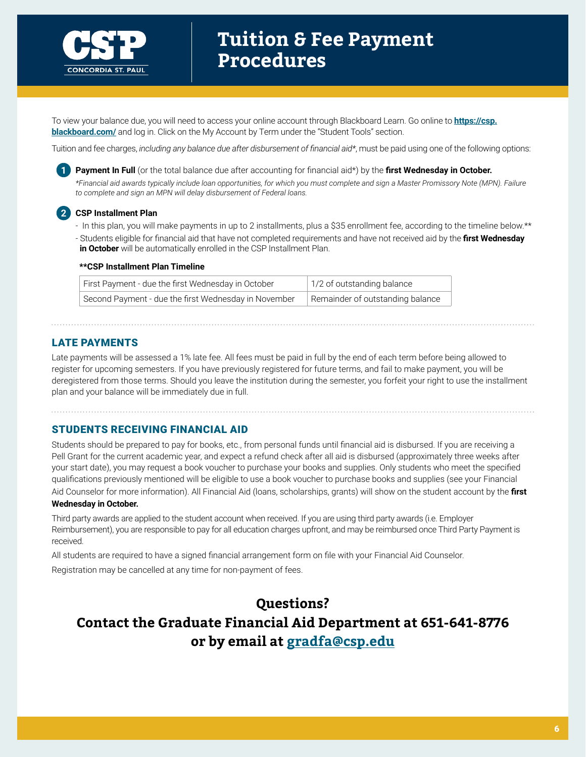# Tuition & Fee Payment Procedures

To view your balance due, you will need to access your online account through Blackboard Learn. Go online to **https://csp.blackboard.com/** and log in. Click on the My Account by Term under the "Student Tools" section.

Tuition and fee charges, *including any balance due after disbursement of financial aid**, must be paid using one of the following options:

1. **Payment In Full** (or the total balance due after accounting for financial aid*) by the **first Wednesday in October.**

   *\*Financial aid awards typically include loan opportunities, for which you must complete and sign a Master Promissory Note (MPN). Failure to complete and sign an MPN will delay disbursement of Federal loans.*

2. **CSP Installment Plan**
   - In this plan, you will make payments in up to 2 installments, plus a $35 enrollment fee, according to the timeline below.**
   - Students eligible for financial aid that have not completed requirements and have not received aid by the **first Wednesday in October** will be automatically enrolled in the CSP Installment Plan.

**\*\*CSP Installment Plan Timeline**

| | |
|---|---|
| First Payment - due the first Wednesday in October | 1/2 of outstanding balance |
| Second Payment - due the first Wednesday in November | Remainder of outstanding balance |

## LATE PAYMENTS

Late payments will be assessed a 1% late fee. All fees must be paid in full by the end of each term before being allowed to register for upcoming semesters. If you have previously registered for future terms, and fail to make payment, you will be deregistered from those terms. Should you leave the institution during the semester, you forfeit your right to use the installment plan and your balance will be immediately due in full.

## STUDENTS RECEIVING FINANCIAL AID

Students should be prepared to pay for books, etc., from personal funds until financial aid is disbursed. If you are receiving a Pell Grant for the current academic year, and expect a refund check after all aid is disbursed (approximately three weeks after your start date), you may request a book voucher to purchase your books and supplies. Only students who meet the specified qualifications previously mentioned will be eligible to use a book voucher to purchase books and supplies (see your Financial Aid Counselor for more information). All Financial Aid (loans, scholarships, grants) will show on the student account by the **first Wednesday in October.**

Third party awards are applied to the student account when received. If you are using third party awards (i.e. Employer Reimbursement), you are responsible to pay for all education charges upfront, and may be reimbursed once Third Party Payment is received.

All students are required to have a signed financial arrangement form on file with your Financial Aid Counselor.

Registration may be cancelled at any time for non-payment of fees.

**Questions?**
**Contact the Graduate Financial Aid Department at 651-641-8776 or by email at gradfa@csp.edu**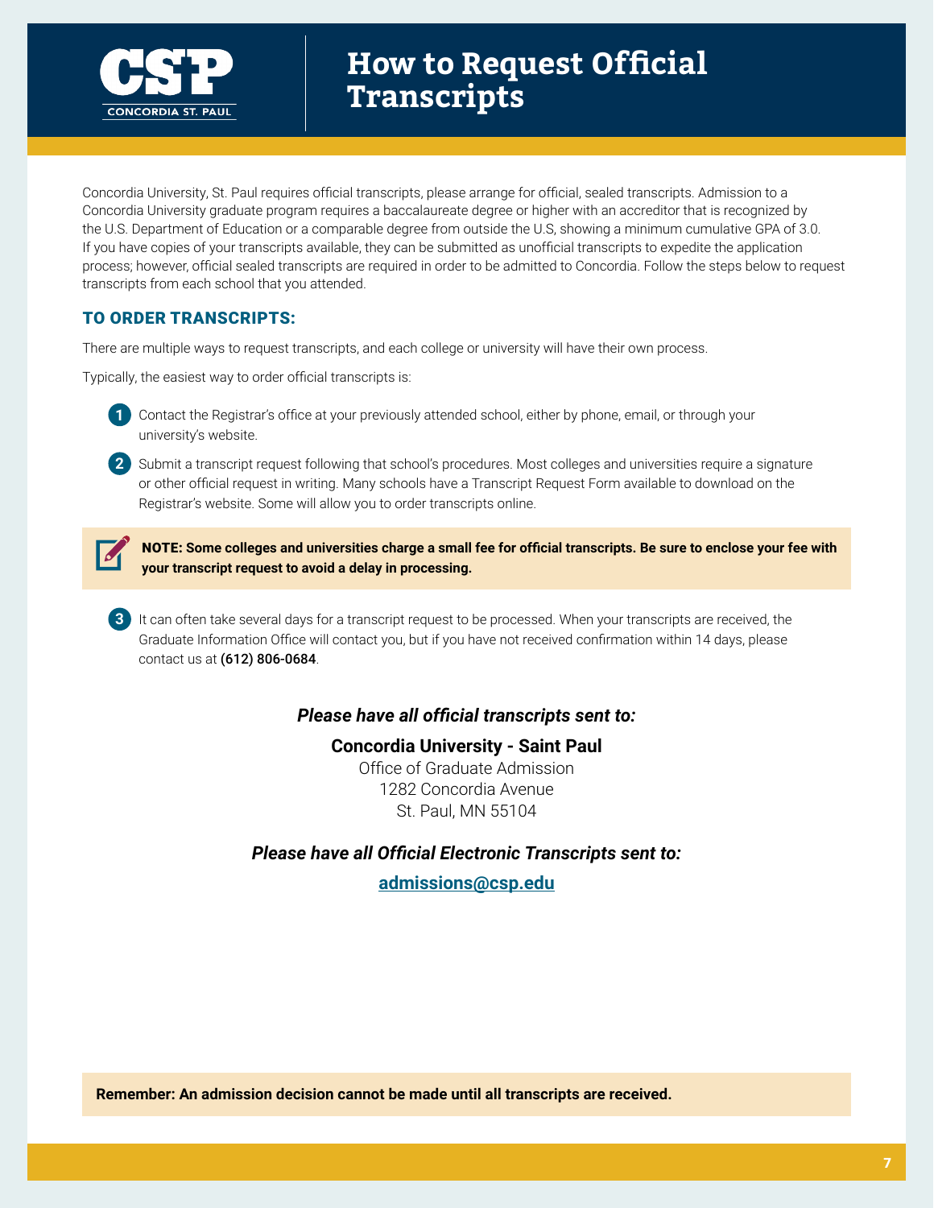# How to Request Official Transcripts

Concordia University, St. Paul requires official transcripts, please arrange for official, sealed transcripts. Admission to a Concordia University graduate program requires a baccalaureate degree or higher with an accreditor that is recognized by the U.S. Department of Education or a comparable degree from outside the U.S, showing a minimum cumulative GPA of 3.0. If you have copies of your transcripts available, they can be submitted as unofficial transcripts to expedite the application process; however, official sealed transcripts are required in order to be admitted to Concordia. Follow the steps below to request transcripts from each school that you attended.

## TO ORDER TRANSCRIPTS:

There are multiple ways to request transcripts, and each college or university will have their own process.

Typically, the easiest way to order official transcripts is:

1. Contact the Registrar's office at your previously attended school, either by phone, email, or through your university's website.
2. Submit a transcript request following that school's procedures. Most colleges and universities require a signature or other official request in writing. Many schools have a Transcript Request Form available to download on the Registrar's website. Some will allow you to order transcripts online.

**NOTE: Some colleges and universities charge a small fee for official transcripts. Be sure to enclose your fee with your transcript request to avoid a delay in processing.**

3. It can often take several days for a transcript request to be processed. When your transcripts are received, the Graduate Information Office will contact you, but if you have not received confirmation within 14 days, please contact us at **(612) 806-0684**.

***Please have all official transcripts sent to:***

**Concordia University - Saint Paul**
Office of Graduate Admission
1282 Concordia Avenue
St. Paul, MN 55104

***Please have all Official Electronic Transcripts sent to:***

**admissions@csp.edu**

**Remember: An admission decision cannot be made until all transcripts are received.**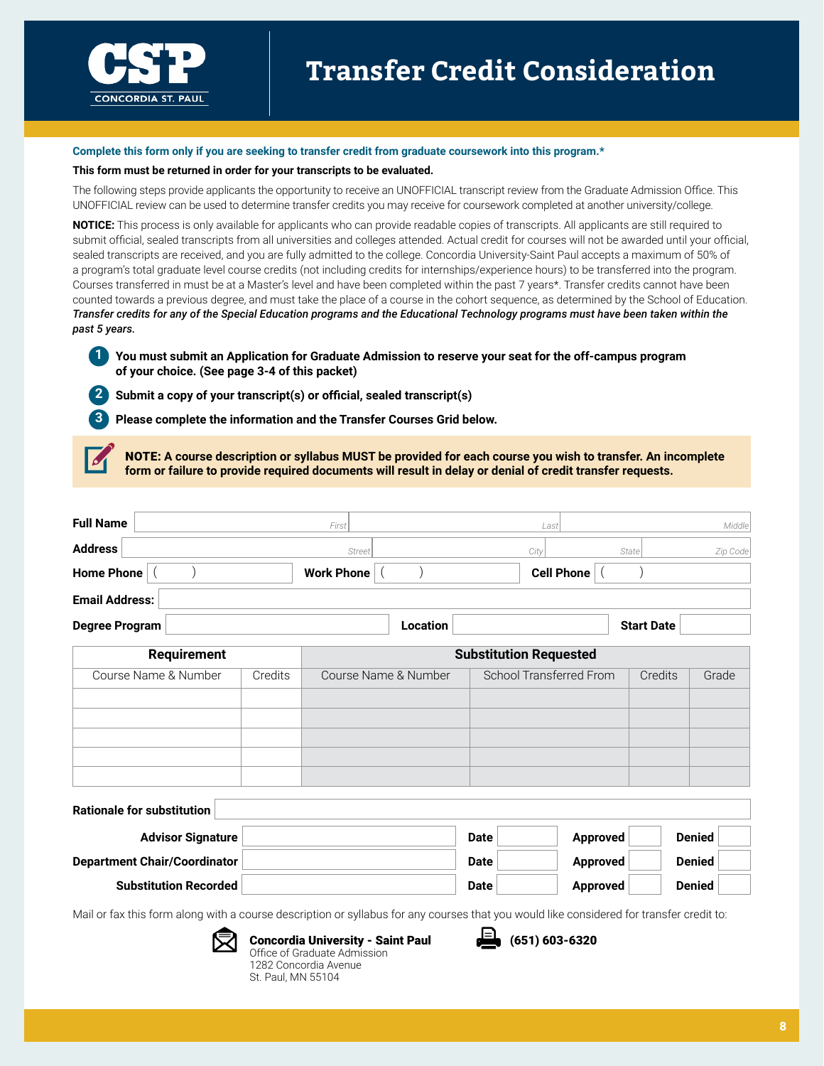CSP CONCORDIA ST. PAUL

# Transfer Credit Consideration

**Complete this form only if you are seeking to transfer credit from graduate coursework into this program.***

**This form must be returned in order for your transcripts to be evaluated.**

The following steps provide applicants the opportunity to receive an UNOFFICIAL transcript review from the Graduate Admission Office. This UNOFFICIAL review can be used to determine transfer credits you may receive for coursework completed at another university/college.

**NOTICE:** This process is only available for applicants who can provide readable copies of transcripts. All applicants are still required to submit official, sealed transcripts from all universities and colleges attended. Actual credit for courses will not be awarded until your official, sealed transcripts are received, and you are fully admitted to the college. Concordia University-Saint Paul accepts a maximum of 50% of a program's total graduate level course credits (not including credits for internships/experience hours) to be transferred into the program. Courses transferred in must be at a Master's level and have been completed within the past 7 years*. Transfer credits cannot have been counted towards a previous degree, and must take the place of a course in the cohort sequence, as determined by the School of Education. ***Transfer credits for any of the Special Education programs and the Educational Technology programs must have been taken within the past 5 years.***

1. **You must submit an Application for Graduate Admission to reserve your seat for the off-campus program of your choice. (See page 3-4 of this packet)**
2. **Submit a copy of your transcript(s) or official, sealed transcript(s)**
3. **Please complete the information and the Transfer Courses Grid below.**

**NOTE: A course description or syllabus MUST be provided for each course you wish to transfer. An incomplete form or failure to provide required documents will result in delay or denial of credit transfer requests.**

**Full Name** ____________ First ____________ Last ____________ Middle

**Address** ____________ Street ____________ City ____________ State ____________ Zip Code

**Home Phone** (    ) ____________ **Work Phone** (    ) ____________ **Cell Phone** (    ) ____________

**Email Address:** ____________

**Degree Program** ____________ **Location** ____________ **Start Date** ____________

| Requirement | | Substitution Requested | | | |
|---|---|---|---|---|---|
| Course Name & Number | Credits | Course Name & Number | School Transferred From | Credits | Grade |
| | | | | | |
| | | | | | |
| | | | | | |
| | | | | | |
| | | | | | |

**Rationale for substitution** ____________

**Advisor Signature** ____________ **Date** ________ **Approved** ____ **Denied** ____

**Department Chair/Coordinator** ____________ **Date** ________ **Approved** ____ **Denied** ____

**Substitution Recorded** ____________ **Date** ________ **Approved** ____ **Denied** ____

Mail or fax this form along with a course description or syllabus for any courses that you would like considered for transfer credit to:

**Concordia University - Saint Paul**
Office of Graduate Admission
1282 Concordia Avenue
St. Paul, MN 55104

**(651) 603-6320**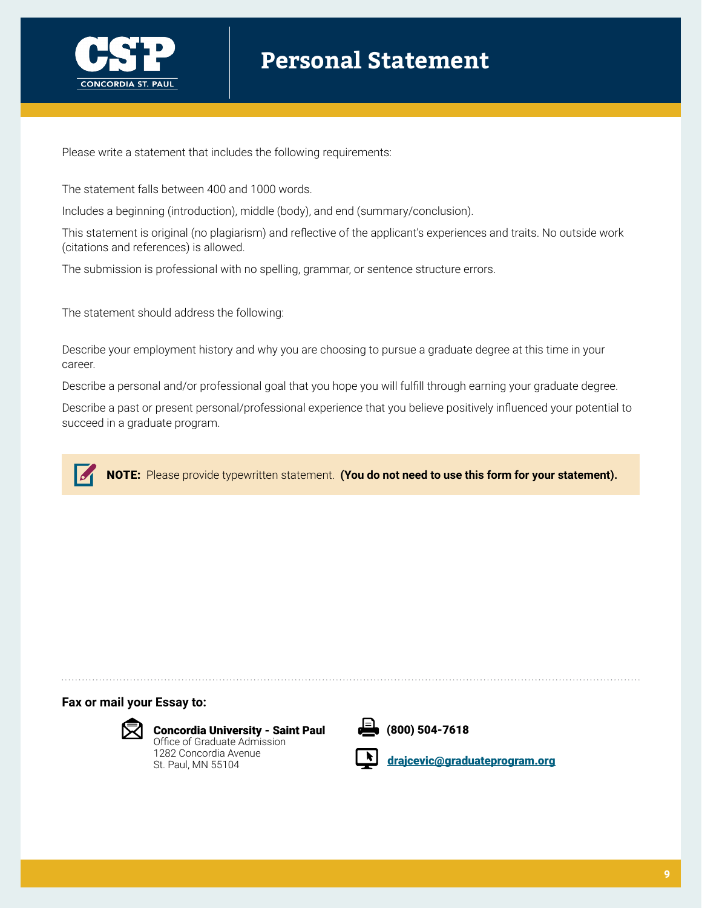CSP
CONCORDIA ST. PAUL

# Personal Statement

Please write a statement that includes the following requirements:

The statement falls between 400 and 1000 words.

Includes a beginning (introduction), middle (body), and end (summary/conclusion).

This statement is original (no plagiarism) and reflective of the applicant's experiences and traits. No outside work (citations and references) is allowed.

The submission is professional with no spelling, grammar, or sentence structure errors.

The statement should address the following:

Describe your employment history and why you are choosing to pursue a graduate degree at this time in your career.

Describe a personal and/or professional goal that you hope you will fulfill through earning your graduate degree.

Describe a past or present personal/professional experience that you believe positively influenced your potential to succeed in a graduate program.

**NOTE:** Please provide typewritten statement. **(You do not need to use this form for your statement).**

**Fax or mail your Essay to:**

**Concordia University - Saint Paul**
Office of Graduate Admission
1282 Concordia Avenue
St. Paul, MN 55104

**(800) 504-7618**

**drajcevic@graduateprogram.org**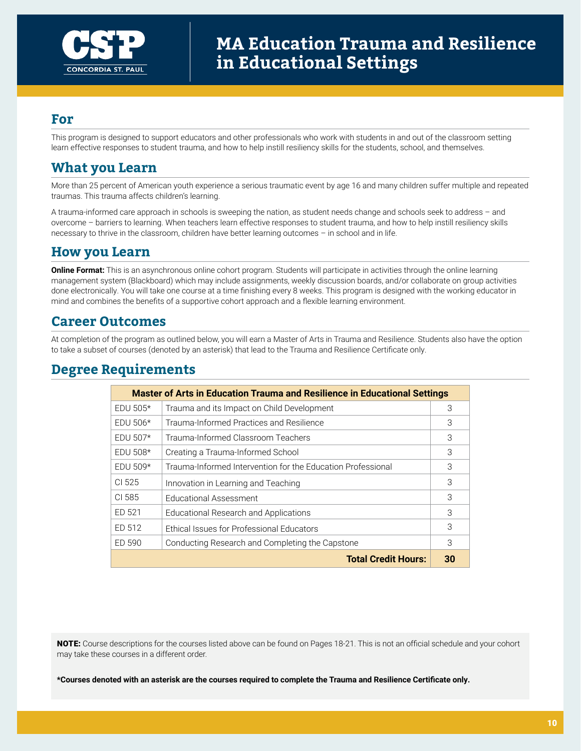# MA Education Trauma and Resilience in Educational Settings

## For

This program is designed to support educators and other professionals who work with students in and out of the classroom setting learn effective responses to student trauma, and how to help instill resiliency skills for the students, school, and themselves.

## What you Learn

More than 25 percent of American youth experience a serious traumatic event by age 16 and many children suffer multiple and repeated traumas. This trauma affects children's learning.

A trauma-informed care approach in schools is sweeping the nation, as student needs change and schools seek to address – and overcome – barriers to learning. When teachers learn effective responses to student trauma, and how to help instill resiliency skills necessary to thrive in the classroom, children have better learning outcomes – in school and in life.

## How you Learn

**Online Format:** This is an asynchronous online cohort program. Students will participate in activities through the online learning management system (Blackboard) which may include assignments, weekly discussion boards, and/or collaborate on group activities done electronically. You will take one course at a time finishing every 8 weeks. This program is designed with the working educator in mind and combines the benefits of a supportive cohort approach and a flexible learning environment.

## Career Outcomes

At completion of the program as outlined below, you will earn a Master of Arts in Trauma and Resilience. Students also have the option to take a subset of courses (denoted by an asterisk) that lead to the Trauma and Resilience Certificate only.

## Degree Requirements

| Master of Arts in Education Trauma and Resilience in Educational Settings | | |
|---|---|---|
| EDU 505* | Trauma and its Impact on Child Development | 3 |
| EDU 506* | Trauma-Informed Practices and Resilience | 3 |
| EDU 507* | Trauma-Informed Classroom Teachers | 3 |
| EDU 508* | Creating a Trauma-Informed School | 3 |
| EDU 509* | Trauma-Informed Intervention for the Education Professional | 3 |
| CI 525 | Innovation in Learning and Teaching | 3 |
| CI 585 | Educational Assessment | 3 |
| ED 521 | Educational Research and Applications | 3 |
| ED 512 | Ethical Issues for Professional Educators | 3 |
| ED 590 | Conducting Research and Completing the Capstone | 3 |
| | **Total Credit Hours:** | **30** |

**NOTE:** Course descriptions for the courses listed above can be found on Pages 18-21. This is not an official schedule and your cohort may take these courses in a different order.

**\*Courses denoted with an asterisk are the courses required to complete the Trauma and Resilience Certificate only.**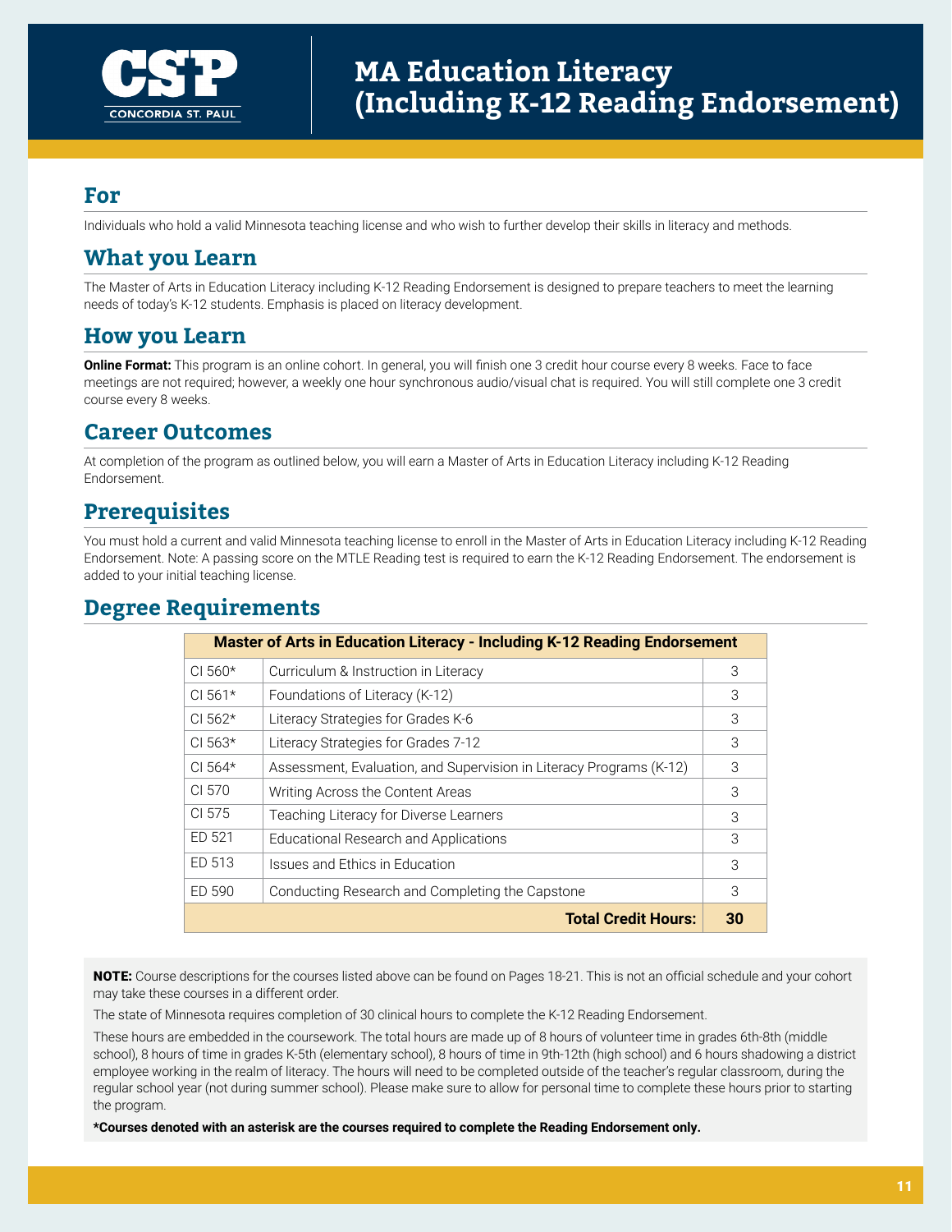# MA Education Literacy (Including K-12 Reading Endorsement)

## For

Individuals who hold a valid Minnesota teaching license and who wish to further develop their skills in literacy and methods.

## What you Learn

The Master of Arts in Education Literacy including K-12 Reading Endorsement is designed to prepare teachers to meet the learning needs of today's K-12 students. Emphasis is placed on literacy development.

## How you Learn

**Online Format:** This program is an online cohort. In general, you will finish one 3 credit hour course every 8 weeks. Face to face meetings are not required; however, a weekly one hour synchronous audio/visual chat is required. You will still complete one 3 credit course every 8 weeks.

## Career Outcomes

At completion of the program as outlined below, you will earn a Master of Arts in Education Literacy including K-12 Reading Endorsement.

## Prerequisites

You must hold a current and valid Minnesota teaching license to enroll in the Master of Arts in Education Literacy including K-12 Reading Endorsement. Note: A passing score on the MTLE Reading test is required to earn the K-12 Reading Endorsement. The endorsement is added to your initial teaching license.

## Degree Requirements

| Master of Arts in Education Literacy - Including K-12 Reading Endorsement | | |
|---|---|---|
| CI 560* | Curriculum & Instruction in Literacy | 3 |
| CI 561* | Foundations of Literacy (K-12) | 3 |
| CI 562* | Literacy Strategies for Grades K-6 | 3 |
| CI 563* | Literacy Strategies for Grades 7-12 | 3 |
| CI 564* | Assessment, Evaluation, and Supervision in Literacy Programs (K-12) | 3 |
| CI 570 | Writing Across the Content Areas | 3 |
| CI 575 | Teaching Literacy for Diverse Learners | 3 |
| ED 521 | Educational Research and Applications | 3 |
| ED 513 | Issues and Ethics in Education | 3 |
| ED 590 | Conducting Research and Completing the Capstone | 3 |
| | **Total Credit Hours:** | **30** |

**NOTE:** Course descriptions for the courses listed above can be found on Pages 18-21. This is not an official schedule and your cohort may take these courses in a different order.

The state of Minnesota requires completion of 30 clinical hours to complete the K-12 Reading Endorsement.

These hours are embedded in the coursework. The total hours are made up of 8 hours of volunteer time in grades 6th-8th (middle school), 8 hours of time in grades K-5th (elementary school), 8 hours of time in 9th-12th (high school) and 6 hours shadowing a district employee working in the realm of literacy. The hours will need to be completed outside of the teacher's regular classroom, during the regular school year (not during summer school). Please make sure to allow for personal time to complete these hours prior to starting the program.

***Courses denoted with an asterisk are the courses required to complete the Reading Endorsement only.**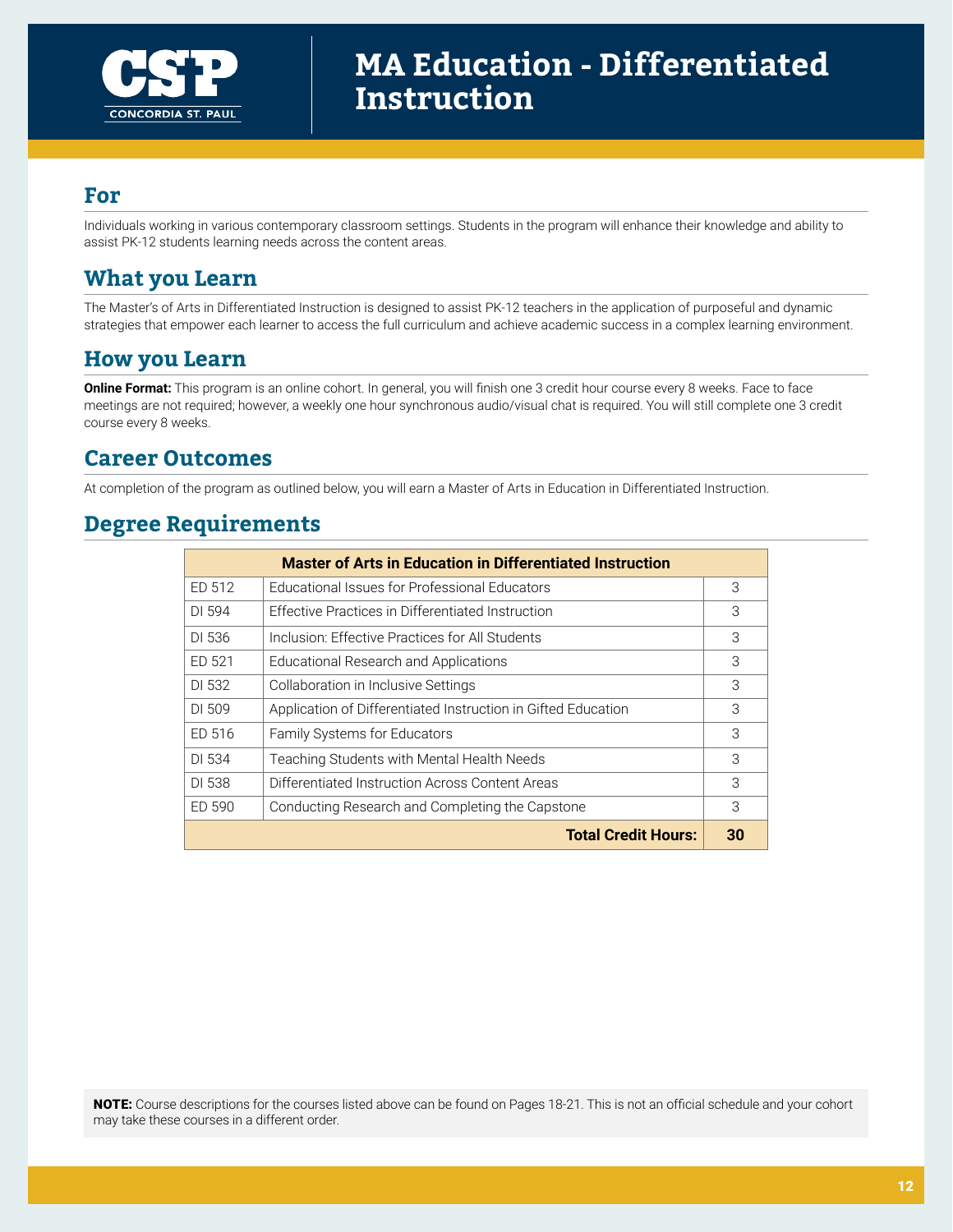# MA Education - Differentiated Instruction

## For

Individuals working in various contemporary classroom settings. Students in the program will enhance their knowledge and ability to assist PK-12 students learning needs across the content areas.

## What you Learn

The Master's of Arts in Differentiated Instruction is designed to assist PK-12 teachers in the application of purposeful and dynamic strategies that empower each learner to access the full curriculum and achieve academic success in a complex learning environment.

## How you Learn

**Online Format:** This program is an online cohort. In general, you will finish one 3 credit hour course every 8 weeks. Face to face meetings are not required; however, a weekly one hour synchronous audio/visual chat is required. You will still complete one 3 credit course every 8 weeks.

## Career Outcomes

At completion of the program as outlined below, you will earn a Master of Arts in Education in Differentiated Instruction.

## Degree Requirements

| Master of Arts in Education in Differentiated Instruction | | |
|---|---|---|
| ED 512 | Educational Issues for Professional Educators | 3 |
| DI 594 | Effective Practices in Differentiated Instruction | 3 |
| DI 536 | Inclusion: Effective Practices for All Students | 3 |
| ED 521 | Educational Research and Applications | 3 |
| DI 532 | Collaboration in Inclusive Settings | 3 |
| DI 509 | Application of Differentiated Instruction in Gifted Education | 3 |
| ED 516 | Family Systems for Educators | 3 |
| DI 534 | Teaching Students with Mental Health Needs | 3 |
| DI 538 | Differentiated Instruction Across Content Areas | 3 |
| ED 590 | Conducting Research and Completing the Capstone | 3 |
| | **Total Credit Hours:** | **30** |

**NOTE:** Course descriptions for the courses listed above can be found on Pages 18-21. This is not an official schedule and your cohort may take these courses in a different order.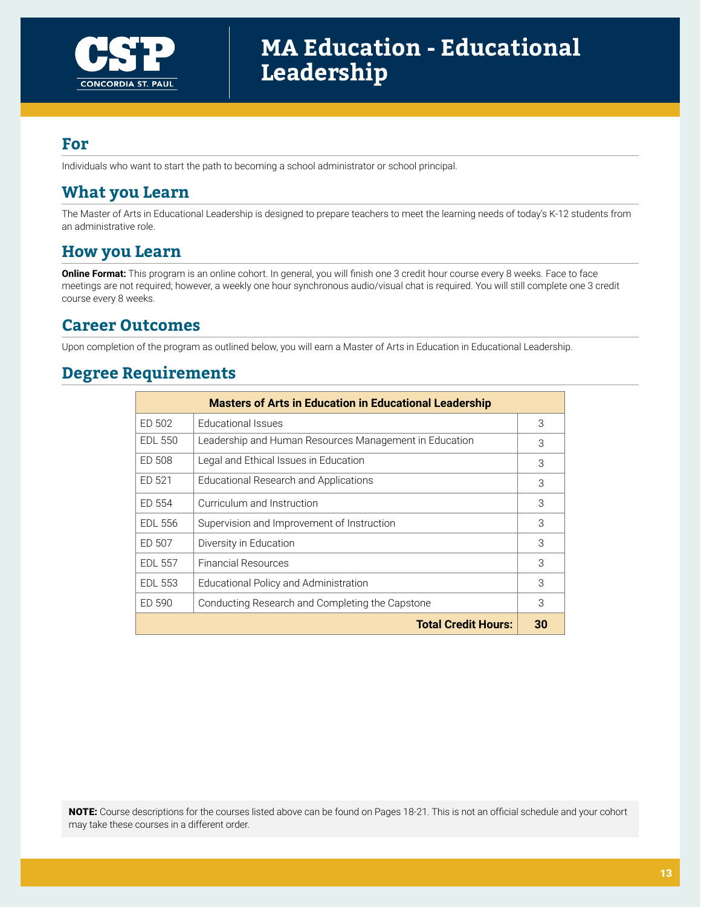# MA Education - Educational Leadership

## For

Individuals who want to start the path to becoming a school administrator or school principal.

## What you Learn

The Master of Arts in Educational Leadership is designed to prepare teachers to meet the learning needs of today's K-12 students from an administrative role.

## How you Learn

**Online Format:** This program is an online cohort. In general, you will finish one 3 credit hour course every 8 weeks. Face to face meetings are not required; however, a weekly one hour synchronous audio/visual chat is required. You will still complete one 3 credit course every 8 weeks.

## Career Outcomes

Upon completion of the program as outlined below, you will earn a Master of Arts in Education in Educational Leadership.

## Degree Requirements

| Masters of Arts in Education in Educational Leadership | | |
|---|---|---|
| ED 502 | Educational Issues | 3 |
| EDL 550 | Leadership and Human Resources Management in Education | 3 |
| ED 508 | Legal and Ethical Issues in Education | 3 |
| ED 521 | Educational Research and Applications | 3 |
| ED 554 | Curriculum and Instruction | 3 |
| EDL 556 | Supervision and Improvement of Instruction | 3 |
| ED 507 | Diversity in Education | 3 |
| EDL 557 | Financial Resources | 3 |
| EDL 553 | Educational Policy and Administration | 3 |
| ED 590 | Conducting Research and Completing the Capstone | 3 |
| | **Total Credit Hours:** | **30** |

**NOTE:** Course descriptions for the courses listed above can be found on Pages 18-21. This is not an official schedule and your cohort may take these courses in a different order.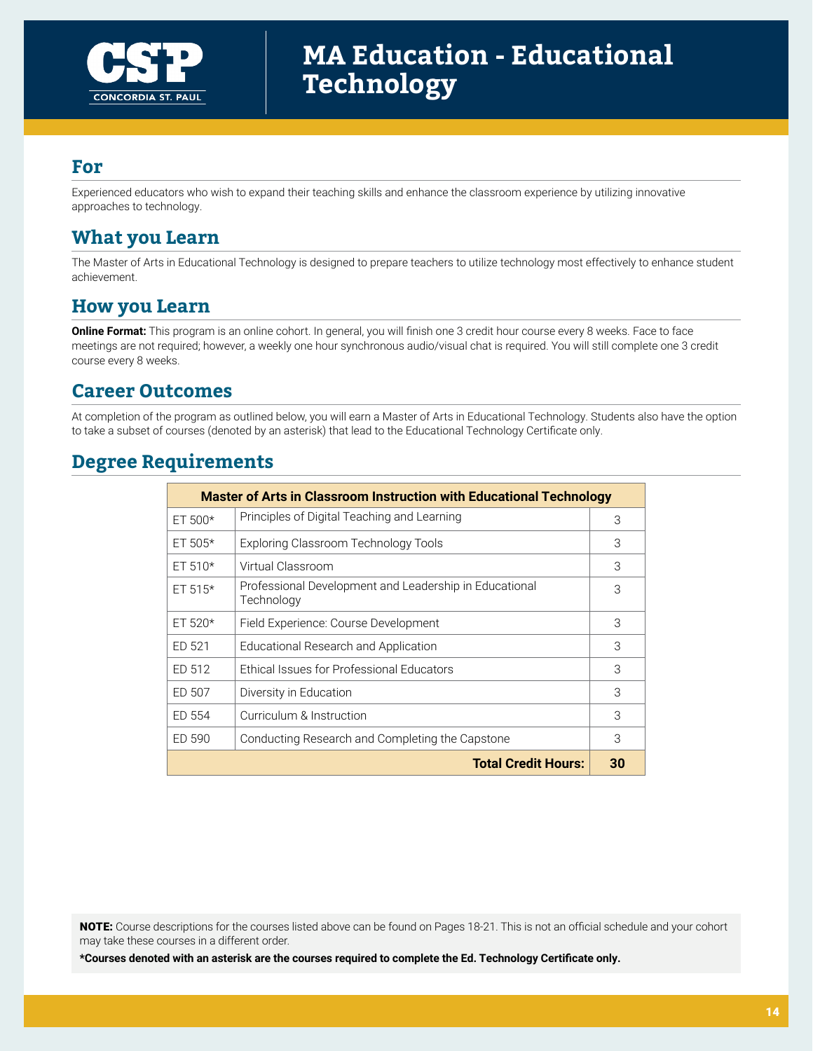# MA Education - Educational Technology

## For

Experienced educators who wish to expand their teaching skills and enhance the classroom experience by utilizing innovative approaches to technology.

## What you Learn

The Master of Arts in Educational Technology is designed to prepare teachers to utilize technology most effectively to enhance student achievement.

## How you Learn

**Online Format:** This program is an online cohort. In general, you will finish one 3 credit hour course every 8 weeks. Face to face meetings are not required; however, a weekly one hour synchronous audio/visual chat is required. You will still complete one 3 credit course every 8 weeks.

## Career Outcomes

At completion of the program as outlined below, you will earn a Master of Arts in Educational Technology. Students also have the option to take a subset of courses (denoted by an asterisk) that lead to the Educational Technology Certificate only.

## Degree Requirements

| Master of Arts in Classroom Instruction with Educational Technology | | |
|---|---|---|
| ET 500* | Principles of Digital Teaching and Learning | 3 |
| ET 505* | Exploring Classroom Technology Tools | 3 |
| ET 510* | Virtual Classroom | 3 |
| ET 515* | Professional Development and Leadership in Educational Technology | 3 |
| ET 520* | Field Experience: Course Development | 3 |
| ED 521 | Educational Research and Application | 3 |
| ED 512 | Ethical Issues for Professional Educators | 3 |
| ED 507 | Diversity in Education | 3 |
| ED 554 | Curriculum & Instruction | 3 |
| ED 590 | Conducting Research and Completing the Capstone | 3 |
| | **Total Credit Hours:** | **30** |

**NOTE:** Course descriptions for the courses listed above can be found on Pages 18-21. This is not an official schedule and your cohort may take these courses in a different order.

***Courses denoted with an asterisk are the courses required to complete the Ed. Technology Certificate only.**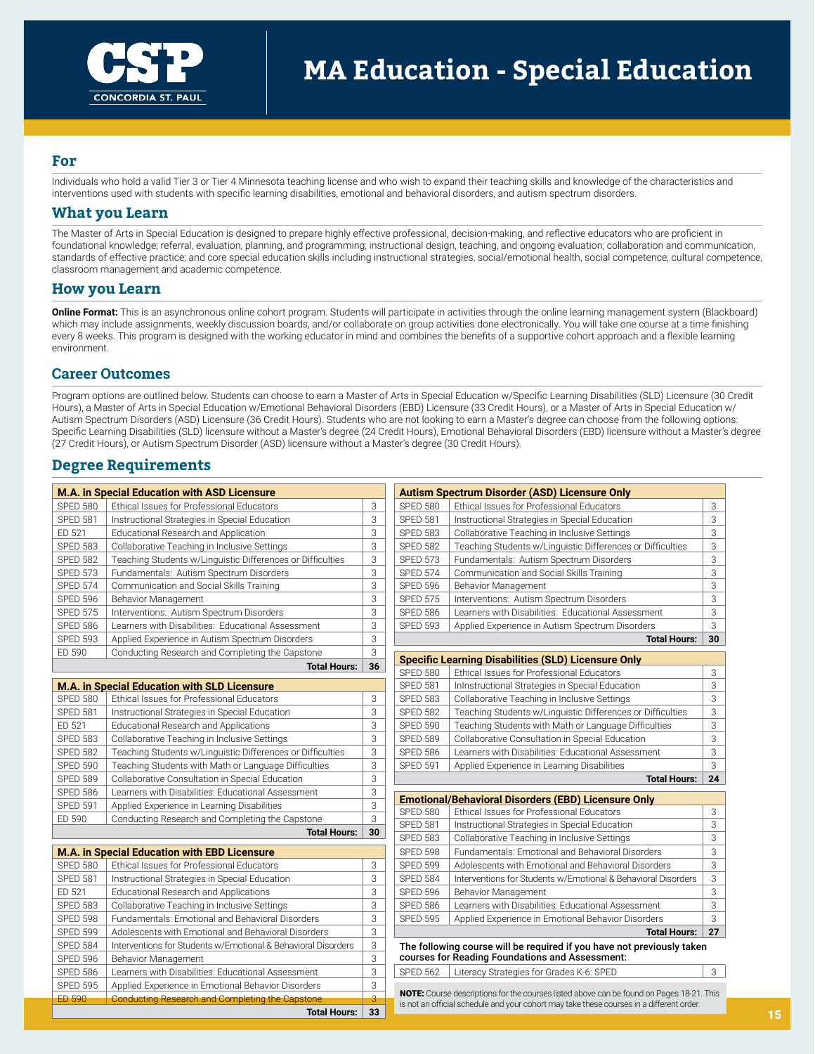# MA Education - Special Education

## For

Individuals who hold a valid Tier 3 or Tier 4 Minnesota teaching license and who wish to expand their teaching skills and knowledge of the characteristics and interventions used with students with specific learning disabilities, emotional and behavioral disorders, and autism spectrum disorders.

## What you Learn

The Master of Arts in Special Education is designed to prepare highly effective professional, decision-making, and reflective educators who are proficient in foundational knowledge; referral, evaluation, planning, and programming; instructional design, teaching, and ongoing evaluation; collaboration and communication, standards of effective practice; and core special education skills including instructional strategies, social/emotional health, social competence, cultural competence, classroom management and academic competence.

## How you Learn

**Online Format:** This is an asynchronous online cohort program. Students will participate in activities through the online learning management system (Blackboard) which may include assignments, weekly discussion boards, and/or collaborate on group activities done electronically. You will take one course at a time finishing every 8 weeks. This program is designed with the working educator in mind and combines the benefits of a supportive cohort approach and a flexible learning environment.

## Career Outcomes

Program options are outlined below. Students can choose to earn a Master of Arts in Special Education w/Specific Learning Disabilities (SLD) Licensure (30 Credit Hours), a Master of Arts in Special Education w/Emotional Behavioral Disorders (EBD) Licensure (33 Credit Hours), or a Master of Arts in Special Education w/ Autism Spectrum Disorders (ASD) Licensure (36 Credit Hours). Students who are not looking to earn a Master's degree can choose from the following options: Specific Learning Disabilities (SLD) licensure without a Master's degree (24 Credit Hours), Emotional Behavioral Disorders (EBD) licensure without a Master's degree (27 Credit Hours), or Autism Spectrum Disorder (ASD) licensure without a Master's degree (30 Credit Hours).

## Degree Requirements

| M.A. in Special Education with ASD Licensure | | |
|---|---|---|
| SPED 580 | Ethical Issues for Professional Educators | 3 |
| SPED 581 | Instructional Strategies in Special Education | 3 |
| ED 521 | Educational Research and Application | 3 |
| SPED 583 | Collaborative Teaching in Inclusive Settings | 3 |
| SPED 582 | Teaching Students w/Linguistic Differences or Difficulties | 3 |
| SPED 573 | Fundamentals: Autism Spectrum Disorders | 3 |
| SPED 574 | Communication and Social Skills Training | 3 |
| SPED 596 | Behavior Management | 3 |
| SPED 575 | Interventions: Autism Spectrum Disorders | 3 |
| SPED 586 | Learners with Disabilities: Educational Assessment | 3 |
| SPED 593 | Applied Experience in Autism Spectrum Disorders | 3 |
| ED 590 | Conducting Research and Completing the Capstone | 3 |
| | **Total Hours:** | **36** |

| M.A. in Special Education with SLD Licensure | | |
|---|---|---|
| SPED 580 | Ethical Issues for Professional Educators | 3 |
| SPED 581 | Instructional Strategies in Special Education | 3 |
| ED 521 | Educational Research and Applications | 3 |
| SPED 583 | Collaborative Teaching in Inclusive Settings | 3 |
| SPED 582 | Teaching Students w/Linguistic Differences or Difficulties | 3 |
| SPED 590 | Teaching Students with Math or Language Difficulties | 3 |
| SPED 589 | Collaborative Consultation in Special Education | 3 |
| SPED 586 | Learners with Disabilities: Educational Assessment | 3 |
| SPED 591 | Applied Experience in Learning Disabilities | 3 |
| ED 590 | Conducting Research and Completing the Capstone | 3 |
| | **Total Hours:** | **30** |

| M.A. in Special Education with EBD Licensure | | |
|---|---|---|
| SPED 580 | Ethical Issues for Professional Educators | 3 |
| SPED 581 | Instructional Strategies in Special Education | 3 |
| ED 521 | Educational Research and Applications | 3 |
| SPED 583 | Collaborative Teaching in Inclusive Settings | 3 |
| SPED 598 | Fundamentals: Emotional and Behavioral Disorders | 3 |
| SPED 599 | Adolescents with Emotional and Behavioral Disorders | 3 |
| SPED 584 | Interventions for Students w/Emotional & Behavioral Disorders | 3 |
| SPED 596 | Behavior Management | 3 |
| SPED 586 | Learners with Disabilities: Educational Assessment | 3 |
| SPED 595 | Applied Experience in Emotional Behavior Disorders | 3 |
| ED 590 | Conducting Research and Completing the Capstone | 3 |
| | **Total Hours:** | **33** |

| Autism Spectrum Disorder (ASD) Licensure Only | | |
|---|---|---|
| SPED 580 | Ethical Issues for Professional Educators | 3 |
| SPED 581 | Instructional Strategies in Special Education | 3 |
| SPED 583 | Collaborative Teaching in Inclusive Settings | 3 |
| SPED 582 | Teaching Students w/Linguistic Differences or Difficulties | 3 |
| SPED 573 | Fundamentals: Autism Spectrum Disorders | 3 |
| SPED 574 | Communication and Social Skills Training | 3 |
| SPED 596 | Behavior Management | 3 |
| SPED 575 | Interventions: Autism Spectrum Disorders | 3 |
| SPED 586 | Learners with Disabilities: Educational Assessment | 3 |
| SPED 593 | Applied Experience in Autism Spectrum Disorders | 3 |
| | **Total Hours:** | **30** |

| Specific Learning Disabilities (SLD) Licensure Only | | |
|---|---|---|
| SPED 580 | Ethical Issues for Professional Educators | 3 |
| SPED 581 | InInstructional Strategies in Special Education | 3 |
| SPED 583 | Collaborative Teaching in Inclusive Settings | 3 |
| SPED 582 | Teaching Students w/Linguistic Differences or Difficulties | 3 |
| SPED 590 | Teaching Students with Math or Language Difficulties | 3 |
| SPED 589 | Collaborative Consultation in Special Education | 3 |
| SPED 586 | Learners with Disabilities: Educational Assessment | 3 |
| SPED 591 | Applied Experience in Learning Disabilities | 3 |
| | **Total Hours:** | **24** |

| Emotional/Behavioral Disorders (EBD) Licensure Only | | |
|---|---|---|
| SPED 580 | Ethical Issues for Professional Educators | 3 |
| SPED 581 | Instructional Strategies in Special Education | 3 |
| SPED 583 | Collaborative Teaching in Inclusive Settings | 3 |
| SPED 598 | Fundamentals: Emotional and Behavioral Disorders | 3 |
| SPED 599 | Adolescents with Emotional and Behavioral Disorders | 3 |
| SPED 584 | Interventions for Students w/Emotional & Behavioral Disorders | 3 |
| SPED 596 | Behavior Management | 3 |
| SPED 586 | Learners with Disabilities: Educational Assessment | 3 |
| SPED 595 | Applied Experience in Emotional Behavior Disorders | 3 |
| | **Total Hours:** | **27** |

**The following course will be required if you have not previously taken courses for Reading Foundations and Assessment:**

| | | |
|---|---|---|
| SPED 562 | Literacy Strategies for Grades K-6: SPED | 3 |

**NOTE:** Course descriptions for the courses listed above can be found on Pages 18-21. This is not an official schedule and your cohort may take these courses in a different order.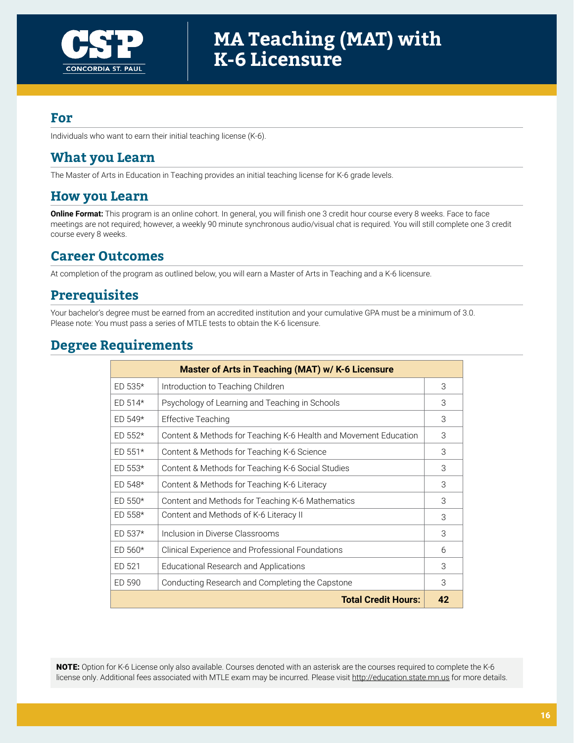# MA Teaching (MAT) with K-6 Licensure

## For

Individuals who want to earn their initial teaching license (K-6).

## What you Learn

The Master of Arts in Education in Teaching provides an initial teaching license for K-6 grade levels.

## How you Learn

**Online Format:** This program is an online cohort. In general, you will finish one 3 credit hour course every 8 weeks. Face to face meetings are not required; however, a weekly 90 minute synchronous audio/visual chat is required. You will still complete one 3 credit course every 8 weeks.

## Career Outcomes

At completion of the program as outlined below, you will earn a Master of Arts in Teaching and a K-6 licensure.

## Prerequisites

Your bachelor's degree must be earned from an accredited institution and your cumulative GPA must be a minimum of 3.0.
Please note: You must pass a series of MTLE tests to obtain the K-6 licensure.

## Degree Requirements

| Master of Arts in Teaching (MAT) w/ K-6 Licensure | | |
|---|---|---|
| ED 535* | Introduction to Teaching Children | 3 |
| ED 514* | Psychology of Learning and Teaching in Schools | 3 |
| ED 549* | Effective Teaching | 3 |
| ED 552* | Content & Methods for Teaching K-6 Health and Movement Education | 3 |
| ED 551* | Content & Methods for Teaching K-6 Science | 3 |
| ED 553* | Content & Methods for Teaching K-6 Social Studies | 3 |
| ED 548* | Content & Methods for Teaching K-6 Literacy | 3 |
| ED 550* | Content and Methods for Teaching K-6 Mathematics | 3 |
| ED 558* | Content and Methods of K-6 Literacy II | 3 |
| ED 537* | Inclusion in Diverse Classrooms | 3 |
| ED 560* | Clinical Experience and Professional Foundations | 6 |
| ED 521 | Educational Research and Applications | 3 |
| ED 590 | Conducting Research and Completing the Capstone | 3 |
| | **Total Credit Hours:** | **42** |

**NOTE:** Option for K-6 License only also available. Courses denoted with an asterisk are the courses required to complete the K-6 license only. Additional fees associated with MTLE exam may be incurred. Please visit http://education.state.mn.us for more details.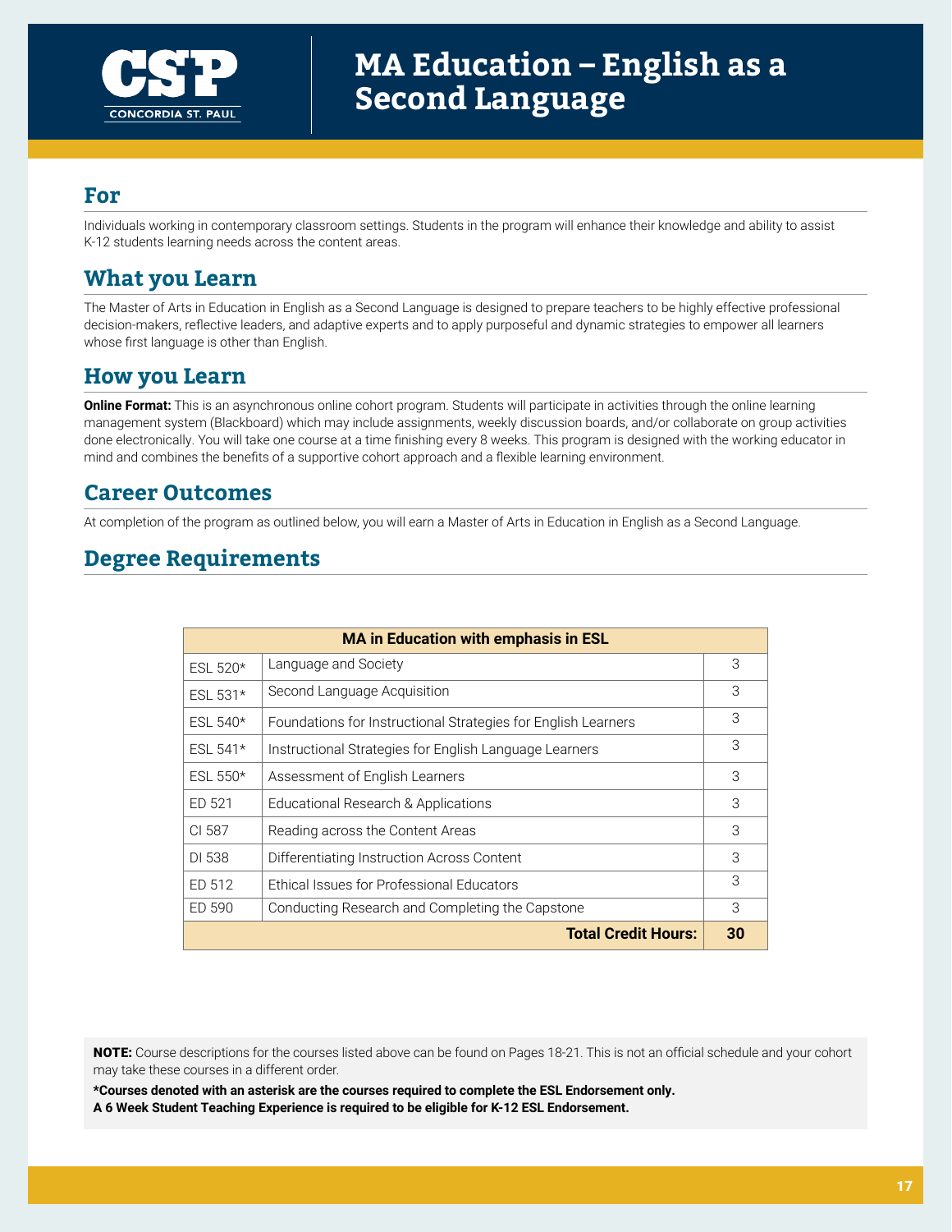# MA Education – English as a Second Language

## For

Individuals working in contemporary classroom settings. Students in the program will enhance their knowledge and ability to assist K-12 students learning needs across the content areas.

## What you Learn

The Master of Arts in Education in English as a Second Language is designed to prepare teachers to be highly effective professional decision-makers, reflective leaders, and adaptive experts and to apply purposeful and dynamic strategies to empower all learners whose first language is other than English.

## How you Learn

**Online Format:** This is an asynchronous online cohort program. Students will participate in activities through the online learning management system (Blackboard) which may include assignments, weekly discussion boards, and/or collaborate on group activities done electronically. You will take one course at a time finishing every 8 weeks. This program is designed with the working educator in mind and combines the benefits of a supportive cohort approach and a flexible learning environment.

## Career Outcomes

At completion of the program as outlined below, you will earn a Master of Arts in Education in English as a Second Language.

## Degree Requirements

| MA in Education with emphasis in ESL | | |
|---|---|---|
| ESL 520* | Language and Society | 3 |
| ESL 531* | Second Language Acquisition | 3 |
| ESL 540* | Foundations for Instructional Strategies for English Learners | 3 |
| ESL 541* | Instructional Strategies for English Language Learners | 3 |
| ESL 550* | Assessment of English Learners | 3 |
| ED 521 | Educational Research & Applications | 3 |
| CI 587 | Reading across the Content Areas | 3 |
| DI 538 | Differentiating Instruction Across Content | 3 |
| ED 512 | Ethical Issues for Professional Educators | 3 |
| ED 590 | Conducting Research and Completing the Capstone | 3 |
| | **Total Credit Hours:** | **30** |

**NOTE:** Course descriptions for the courses listed above can be found on Pages 18-21. This is not an official schedule and your cohort may take these courses in a different order.

***Courses denoted with an asterisk are the courses required to complete the ESL Endorsement only.**
**A 6 Week Student Teaching Experience is required to be eligible for K-12 ESL Endorsement.**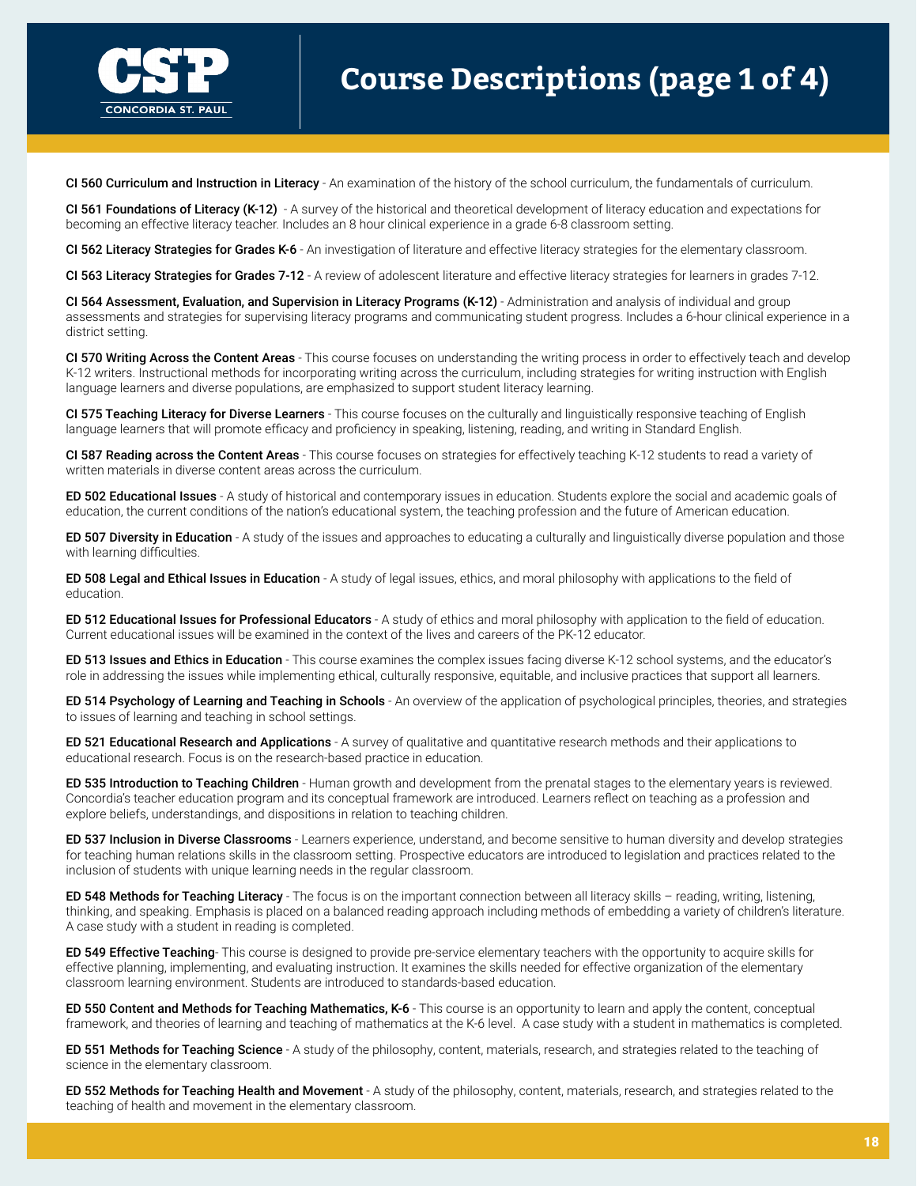# Course Descriptions (page 1 of 4)

**CI 560 Curriculum and Instruction in Literacy** - An examination of the history of the school curriculum, the fundamentals of curriculum.

**CI 561 Foundations of Literacy (K-12)** - A survey of the historical and theoretical development of literacy education and expectations for becoming an effective literacy teacher. Includes an 8 hour clinical experience in a grade 6-8 classroom setting.

**CI 562 Literacy Strategies for Grades K-6** - An investigation of literature and effective literacy strategies for the elementary classroom.

**CI 563 Literacy Strategies for Grades 7-12** - A review of adolescent literature and effective literacy strategies for learners in grades 7-12.

**CI 564 Assessment, Evaluation, and Supervision in Literacy Programs (K-12)** - Administration and analysis of individual and group assessments and strategies for supervising literacy programs and communicating student progress. Includes a 6-hour clinical experience in a district setting.

**CI 570 Writing Across the Content Areas** - This course focuses on understanding the writing process in order to effectively teach and develop K-12 writers. Instructional methods for incorporating writing across the curriculum, including strategies for writing instruction with English language learners and diverse populations, are emphasized to support student literacy learning.

**CI 575 Teaching Literacy for Diverse Learners** - This course focuses on the culturally and linguistically responsive teaching of English language learners that will promote efficacy and proficiency in speaking, listening, reading, and writing in Standard English.

**CI 587 Reading across the Content Areas** - This course focuses on strategies for effectively teaching K-12 students to read a variety of written materials in diverse content areas across the curriculum.

**ED 502 Educational Issues** - A study of historical and contemporary issues in education. Students explore the social and academic goals of education, the current conditions of the nation's educational system, the teaching profession and the future of American education.

**ED 507 Diversity in Education** - A study of the issues and approaches to educating a culturally and linguistically diverse population and those with learning difficulties.

**ED 508 Legal and Ethical Issues in Education** - A study of legal issues, ethics, and moral philosophy with applications to the field of education.

**ED 512 Educational Issues for Professional Educators** - A study of ethics and moral philosophy with application to the field of education. Current educational issues will be examined in the context of the lives and careers of the PK-12 educator.

**ED 513 Issues and Ethics in Education** - This course examines the complex issues facing diverse K-12 school systems, and the educator's role in addressing the issues while implementing ethical, culturally responsive, equitable, and inclusive practices that support all learners.

**ED 514 Psychology of Learning and Teaching in Schools** - An overview of the application of psychological principles, theories, and strategies to issues of learning and teaching in school settings.

**ED 521 Educational Research and Applications** - A survey of qualitative and quantitative research methods and their applications to educational research. Focus is on the research-based practice in education.

**ED 535 Introduction to Teaching Children** - Human growth and development from the prenatal stages to the elementary years is reviewed. Concordia's teacher education program and its conceptual framework are introduced. Learners reflect on teaching as a profession and explore beliefs, understandings, and dispositions in relation to teaching children.

**ED 537 Inclusion in Diverse Classrooms** - Learners experience, understand, and become sensitive to human diversity and develop strategies for teaching human relations skills in the classroom setting. Prospective educators are introduced to legislation and practices related to the inclusion of students with unique learning needs in the regular classroom.

**ED 548 Methods for Teaching Literacy** - The focus is on the important connection between all literacy skills – reading, writing, listening, thinking, and speaking. Emphasis is placed on a balanced reading approach including methods of embedding a variety of children's literature. A case study with a student in reading is completed.

**ED 549 Effective Teaching**- This course is designed to provide pre-service elementary teachers with the opportunity to acquire skills for effective planning, implementing, and evaluating instruction. It examines the skills needed for effective organization of the elementary classroom learning environment. Students are introduced to standards-based education.

**ED 550 Content and Methods for Teaching Mathematics, K-6** - This course is an opportunity to learn and apply the content, conceptual framework, and theories of learning and teaching of mathematics at the K-6 level. A case study with a student in mathematics is completed.

**ED 551 Methods for Teaching Science** - A study of the philosophy, content, materials, research, and strategies related to the teaching of science in the elementary classroom.

**ED 552 Methods for Teaching Health and Movement** - A study of the philosophy, content, materials, research, and strategies related to the teaching of health and movement in the elementary classroom.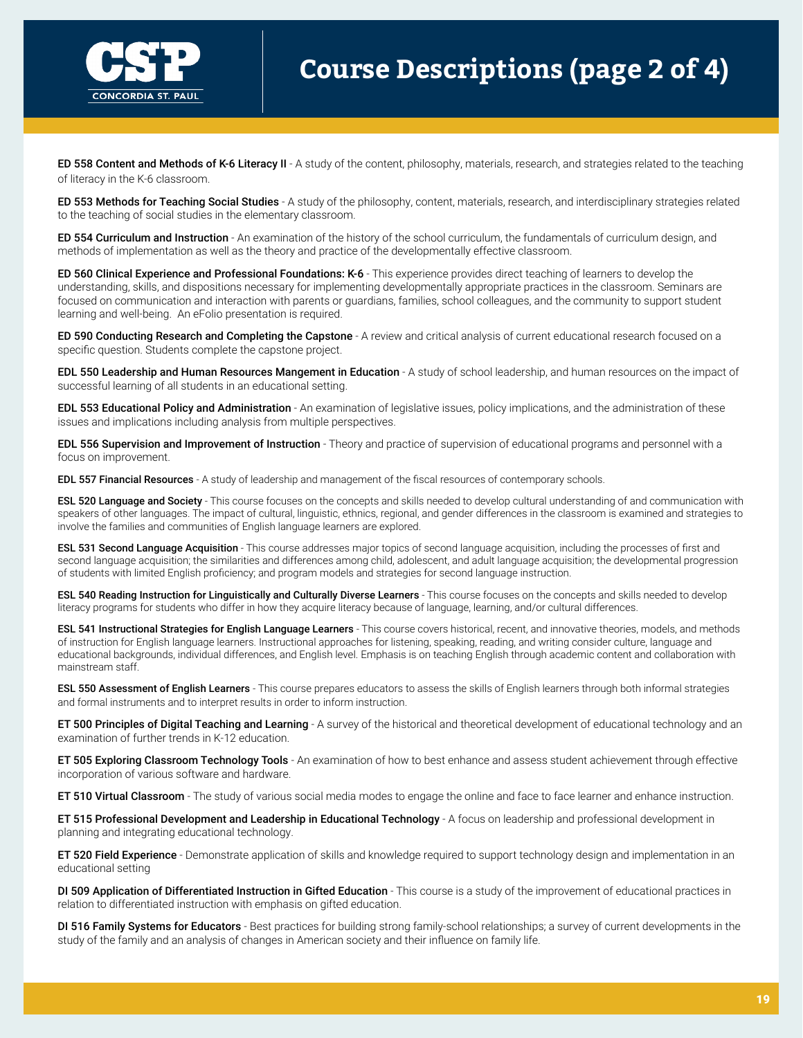# Course Descriptions (page 2 of 4)

**ED 558 Content and Methods of K-6 Literacy II** - A study of the content, philosophy, materials, research, and strategies related to the teaching of literacy in the K-6 classroom.

**ED 553 Methods for Teaching Social Studies** - A study of the philosophy, content, materials, research, and interdisciplinary strategies related to the teaching of social studies in the elementary classroom.

**ED 554 Curriculum and Instruction** - An examination of the history of the school curriculum, the fundamentals of curriculum design, and methods of implementation as well as the theory and practice of the developmentally effective classroom.

**ED 560 Clinical Experience and Professional Foundations: K-6** - This experience provides direct teaching of learners to develop the understanding, skills, and dispositions necessary for implementing developmentally appropriate practices in the classroom. Seminars are focused on communication and interaction with parents or guardians, families, school colleagues, and the community to support student learning and well-being. An eFolio presentation is required.

**ED 590 Conducting Research and Completing the Capstone** - A review and critical analysis of current educational research focused on a specific question. Students complete the capstone project.

**EDL 550 Leadership and Human Resources Mangement in Education** - A study of school leadership, and human resources on the impact of successful learning of all students in an educational setting.

**EDL 553 Educational Policy and Administration** - An examination of legislative issues, policy implications, and the administration of these issues and implications including analysis from multiple perspectives.

**EDL 556 Supervision and Improvement of Instruction** - Theory and practice of supervision of educational programs and personnel with a focus on improvement.

**EDL 557 Financial Resources** - A study of leadership and management of the fiscal resources of contemporary schools.

**ESL 520 Language and Society** - This course focuses on the concepts and skills needed to develop cultural understanding of and communication with speakers of other languages. The impact of cultural, linguistic, ethnics, regional, and gender differences in the classroom is examined and strategies to involve the families and communities of English language learners are explored.

**ESL 531 Second Language Acquisition** - This course addresses major topics of second language acquisition, including the processes of first and second language acquisition; the similarities and differences among child, adolescent, and adult language acquisition; the developmental progression of students with limited English proficiency; and program models and strategies for second language instruction.

**ESL 540 Reading Instruction for Linguistically and Culturally Diverse Learners** - This course focuses on the concepts and skills needed to develop literacy programs for students who differ in how they acquire literacy because of language, learning, and/or cultural differences.

**ESL 541 Instructional Strategies for English Language Learners** - This course covers historical, recent, and innovative theories, models, and methods of instruction for English language learners. Instructional approaches for listening, speaking, reading, and writing consider culture, language and educational backgrounds, individual differences, and English level. Emphasis is on teaching English through academic content and collaboration with mainstream staff.

**ESL 550 Assessment of English Learners** - This course prepares educators to assess the skills of English learners through both informal strategies and formal instruments and to interpret results in order to inform instruction.

**ET 500 Principles of Digital Teaching and Learning** - A survey of the historical and theoretical development of educational technology and an examination of further trends in K-12 education.

**ET 505 Exploring Classroom Technology Tools** - An examination of how to best enhance and assess student achievement through effective incorporation of various software and hardware.

**ET 510 Virtual Classroom** - The study of various social media modes to engage the online and face to face learner and enhance instruction.

**ET 515 Professional Development and Leadership in Educational Technology** - A focus on leadership and professional development in planning and integrating educational technology.

**ET 520 Field Experience** - Demonstrate application of skills and knowledge required to support technology design and implementation in an educational setting

**DI 509 Application of Differentiated Instruction in Gifted Education** - This course is a study of the improvement of educational practices in relation to differentiated instruction with emphasis on gifted education.

**DI 516 Family Systems for Educators** - Best practices for building strong family-school relationships; a survey of current developments in the study of the family and an analysis of changes in American society and their influence on family life.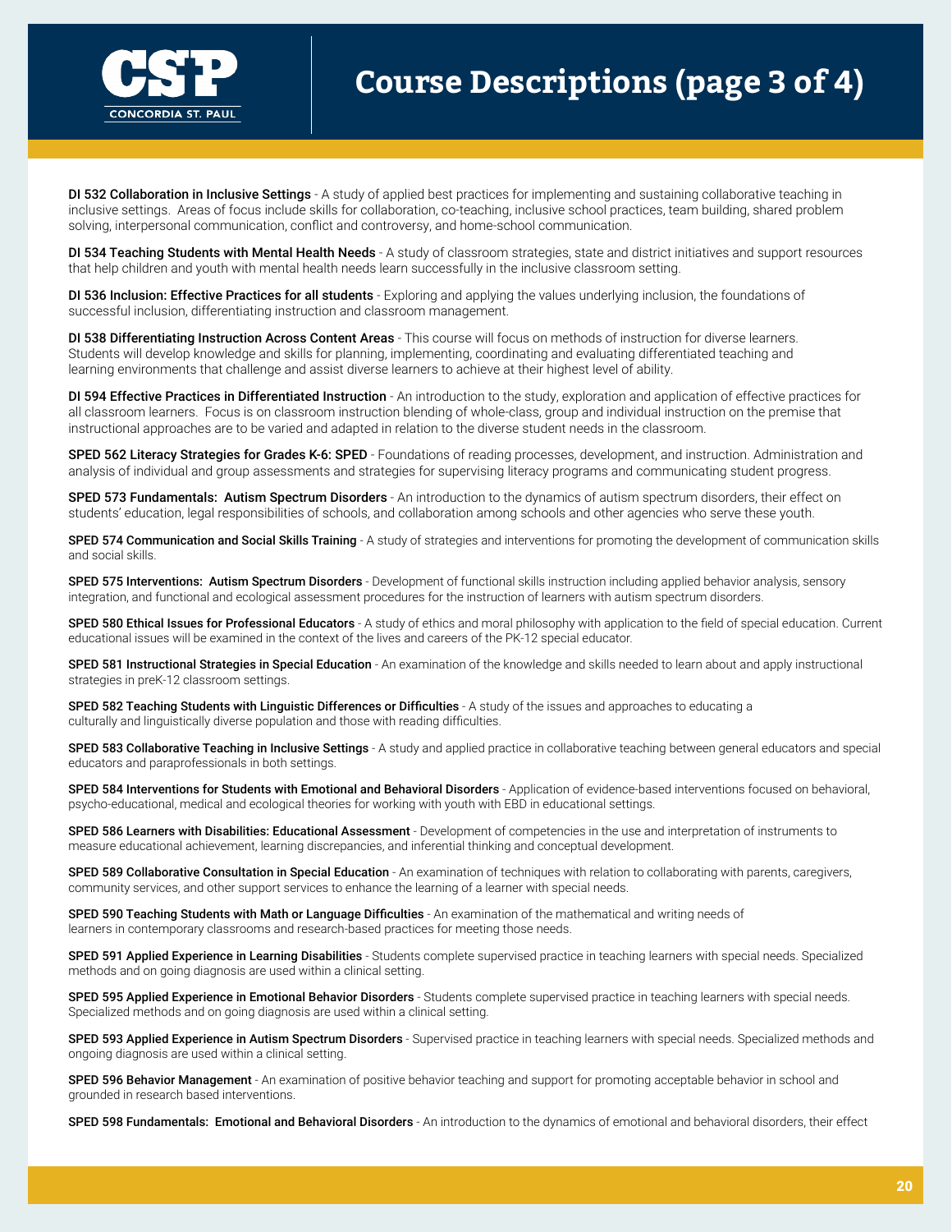# Course Descriptions (page 3 of 4)

**DI 532 Collaboration in Inclusive Settings** - A study of applied best practices for implementing and sustaining collaborative teaching in inclusive settings. Areas of focus include skills for collaboration, co-teaching, inclusive school practices, team building, shared problem solving, interpersonal communication, conflict and controversy, and home-school communication.

**DI 534 Teaching Students with Mental Health Needs** - A study of classroom strategies, state and district initiatives and support resources that help children and youth with mental health needs learn successfully in the inclusive classroom setting.

**DI 536 Inclusion: Effective Practices for all students** - Exploring and applying the values underlying inclusion, the foundations of successful inclusion, differentiating instruction and classroom management.

**DI 538 Differentiating Instruction Across Content Areas** - This course will focus on methods of instruction for diverse learners. Students will develop knowledge and skills for planning, implementing, coordinating and evaluating differentiated teaching and learning environments that challenge and assist diverse learners to achieve at their highest level of ability.

**DI 594 Effective Practices in Differentiated Instruction** - An introduction to the study, exploration and application of effective practices for all classroom learners. Focus is on classroom instruction blending of whole-class, group and individual instruction on the premise that instructional approaches are to be varied and adapted in relation to the diverse student needs in the classroom.

**SPED 562 Literacy Strategies for Grades K-6: SPED** - Foundations of reading processes, development, and instruction. Administration and analysis of individual and group assessments and strategies for supervising literacy programs and communicating student progress.

**SPED 573 Fundamentals: Autism Spectrum Disorders** - An introduction to the dynamics of autism spectrum disorders, their effect on students' education, legal responsibilities of schools, and collaboration among schools and other agencies who serve these youth.

**SPED 574 Communication and Social Skills Training** - A study of strategies and interventions for promoting the development of communication skills and social skills.

**SPED 575 Interventions: Autism Spectrum Disorders** - Development of functional skills instruction including applied behavior analysis, sensory integration, and functional and ecological assessment procedures for the instruction of learners with autism spectrum disorders.

**SPED 580 Ethical Issues for Professional Educators** - A study of ethics and moral philosophy with application to the field of special education. Current educational issues will be examined in the context of the lives and careers of the PK-12 special educator.

**SPED 581 Instructional Strategies in Special Education** - An examination of the knowledge and skills needed to learn about and apply instructional strategies in preK-12 classroom settings.

**SPED 582 Teaching Students with Linguistic Differences or Difficulties** - A study of the issues and approaches to educating a culturally and linguistically diverse population and those with reading difficulties.

**SPED 583 Collaborative Teaching in Inclusive Settings** - A study and applied practice in collaborative teaching between general educators and special educators and paraprofessionals in both settings.

**SPED 584 Interventions for Students with Emotional and Behavioral Disorders** - Application of evidence-based interventions focused on behavioral, psycho-educational, medical and ecological theories for working with youth with EBD in educational settings.

**SPED 586 Learners with Disabilities: Educational Assessment** - Development of competencies in the use and interpretation of instruments to measure educational achievement, learning discrepancies, and inferential thinking and conceptual development.

**SPED 589 Collaborative Consultation in Special Education** - An examination of techniques with relation to collaborating with parents, caregivers, community services, and other support services to enhance the learning of a learner with special needs.

**SPED 590 Teaching Students with Math or Language Difficulties** - An examination of the mathematical and writing needs of learners in contemporary classrooms and research-based practices for meeting those needs.

**SPED 591 Applied Experience in Learning Disabilities** - Students complete supervised practice in teaching learners with special needs. Specialized methods and on going diagnosis are used within a clinical setting.

**SPED 595 Applied Experience in Emotional Behavior Disorders** - Students complete supervised practice in teaching learners with special needs. Specialized methods and on going diagnosis are used within a clinical setting.

**SPED 593 Applied Experience in Autism Spectrum Disorders** - Supervised practice in teaching learners with special needs. Specialized methods and ongoing diagnosis are used within a clinical setting.

**SPED 596 Behavior Management** - An examination of positive behavior teaching and support for promoting acceptable behavior in school and grounded in research based interventions.

**SPED 598 Fundamentals: Emotional and Behavioral Disorders** - An introduction to the dynamics of emotional and behavioral disorders, their effect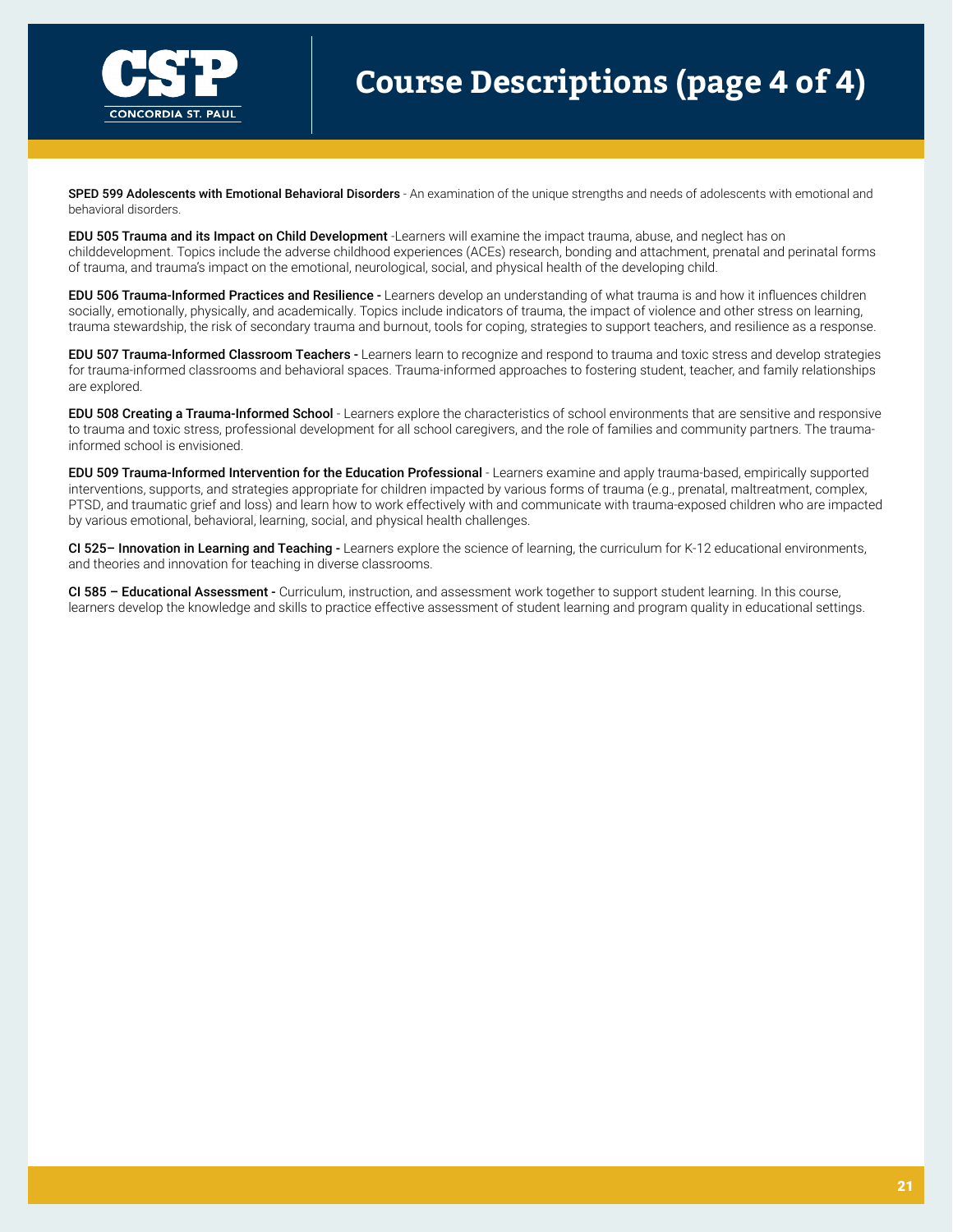# Course Descriptions (page 4 of 4)

**SPED 599 Adolescents with Emotional Behavioral Disorders** - An examination of the unique strengths and needs of adolescents with emotional and behavioral disorders.

**EDU 505 Trauma and its Impact on Child Development** -Learners will examine the impact trauma, abuse, and neglect has on childdevelopment. Topics include the adverse childhood experiences (ACEs) research, bonding and attachment, prenatal and perinatal forms of trauma, and trauma's impact on the emotional, neurological, social, and physical health of the developing child.

**EDU 506 Trauma-Informed Practices and Resilience -** Learners develop an understanding of what trauma is and how it influences children socially, emotionally, physically, and academically. Topics include indicators of trauma, the impact of violence and other stress on learning, trauma stewardship, the risk of secondary trauma and burnout, tools for coping, strategies to support teachers, and resilience as a response.

**EDU 507 Trauma-Informed Classroom Teachers -** Learners learn to recognize and respond to trauma and toxic stress and develop strategies for trauma-informed classrooms and behavioral spaces. Trauma-informed approaches to fostering student, teacher, and family relationships are explored.

**EDU 508 Creating a Trauma-Informed School** - Learners explore the characteristics of school environments that are sensitive and responsive to trauma and toxic stress, professional development for all school caregivers, and the role of families and community partners. The trauma-informed school is envisioned.

**EDU 509 Trauma-Informed Intervention for the Education Professional** - Learners examine and apply trauma-based, empirically supported interventions, supports, and strategies appropriate for children impacted by various forms of trauma (e.g., prenatal, maltreatment, complex, PTSD, and traumatic grief and loss) and learn how to work effectively with and communicate with trauma-exposed children who are impacted by various emotional, behavioral, learning, social, and physical health challenges.

**CI 525– Innovation in Learning and Teaching -** Learners explore the science of learning, the curriculum for K-12 educational environments, and theories and innovation for teaching in diverse classrooms.

**CI 585 – Educational Assessment -** Curriculum, instruction, and assessment work together to support student learning. In this course, learners develop the knowledge and skills to practice effective assessment of student learning and program quality in educational settings.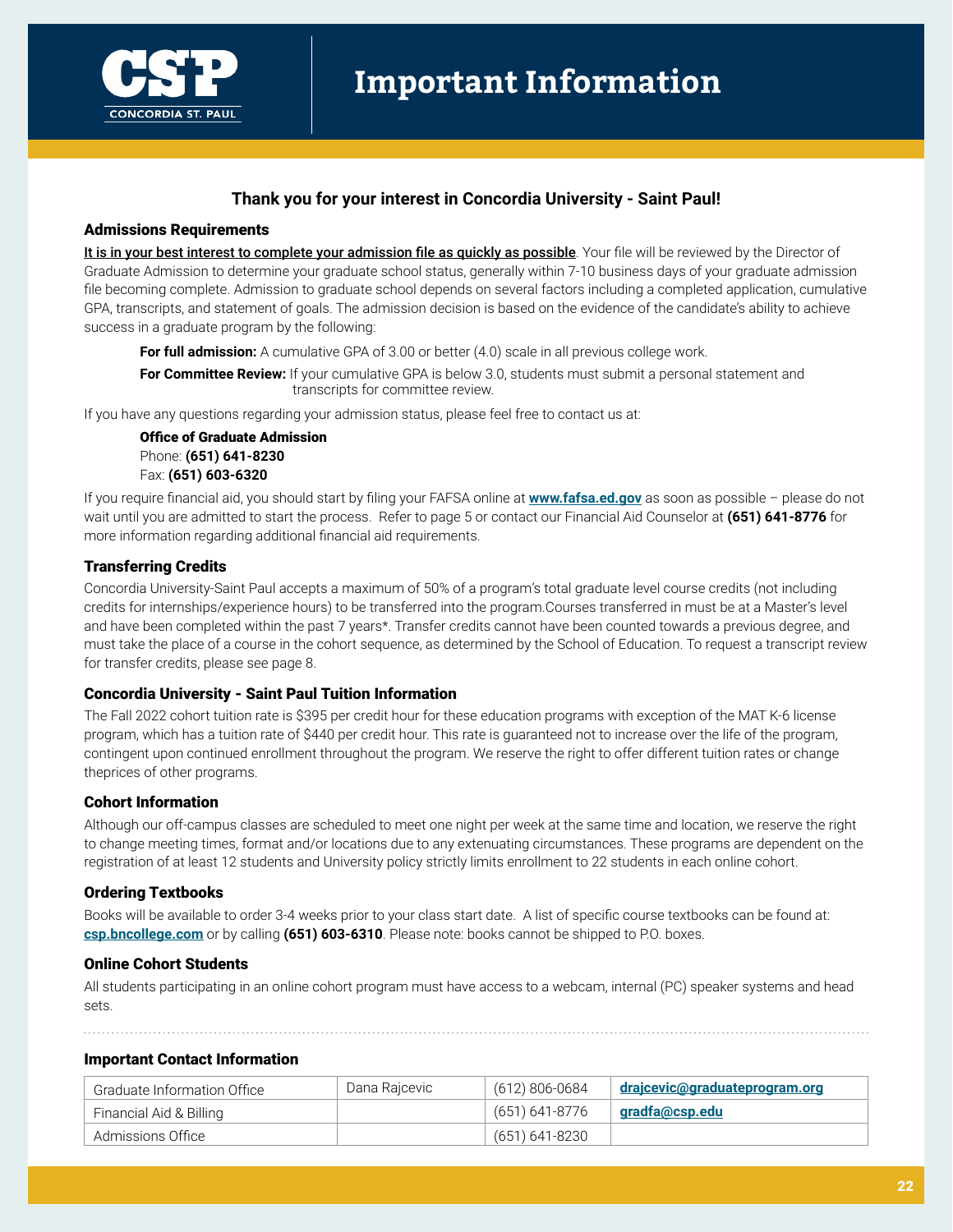# Important Information

### Thank you for your interest in Concordia University - Saint Paul!

## Admissions Requirements

**It is in your best interest to complete your admission file as quickly as possible**. Your file will be reviewed by the Director of Graduate Admission to determine your graduate school status, generally within 7-10 business days of your graduate admission file becoming complete. Admission to graduate school depends on several factors including a completed application, cumulative GPA, transcripts, and statement of goals. The admission decision is based on the evidence of the candidate's ability to achieve success in a graduate program by the following:

**For full admission:** A cumulative GPA of 3.00 or better (4.0) scale in all previous college work.

**For Committee Review:** If your cumulative GPA is below 3.0, students must submit a personal statement and transcripts for committee review.

If you have any questions regarding your admission status, please feel free to contact us at:

**Office of Graduate Admission**
Phone: **(651) 641-8230**
Fax: **(651) 603-6320**

If you require financial aid, you should start by filing your FAFSA online at **www.fafsa.ed.gov** as soon as possible – please do not wait until you are admitted to start the process. Refer to page 5 or contact our Financial Aid Counselor at **(651) 641-8776** for more information regarding additional financial aid requirements.

## Transferring Credits

Concordia University-Saint Paul accepts a maximum of 50% of a program's total graduate level course credits (not including credits for internships/experience hours) to be transferred into the program.Courses transferred in must be at a Master's level and have been completed within the past 7 years*. Transfer credits cannot have been counted towards a previous degree, and must take the place of a course in the cohort sequence, as determined by the School of Education. To request a transcript review for transfer credits, please see page 8.

## Concordia University - Saint Paul Tuition Information

The Fall 2022 cohort tuition rate is $395 per credit hour for these education programs with exception of the MAT K-6 license program, which has a tuition rate of $440 per credit hour. This rate is guaranteed not to increase over the life of the program, contingent upon continued enrollment throughout the program. We reserve the right to offer different tuition rates or change theprices of other programs.

## Cohort Information

Although our off-campus classes are scheduled to meet one night per week at the same time and location, we reserve the right to change meeting times, format and/or locations due to any extenuating circumstances. These programs are dependent on the registration of at least 12 students and University policy strictly limits enrollment to 22 students in each online cohort.

## Ordering Textbooks

Books will be available to order 3-4 weeks prior to your class start date. A list of specific course textbooks can be found at: **csp.bncollege.com** or by calling **(651) 603-6310**. Please note: books cannot be shipped to P.O. boxes.

## Online Cohort Students

All students participating in an online cohort program must have access to a webcam, internal (PC) speaker systems and head sets.

## Important Contact Information

| | | | |
|---|---|---|---|
| Graduate Information Office | Dana Rajcevic | (612) 806-0684 | **drajcevic@graduateprogram.org** |
| Financial Aid & Billing | | (651) 641-8776 | **gradfa@csp.edu** |
| Admissions Office | | (651) 641-8230 | |